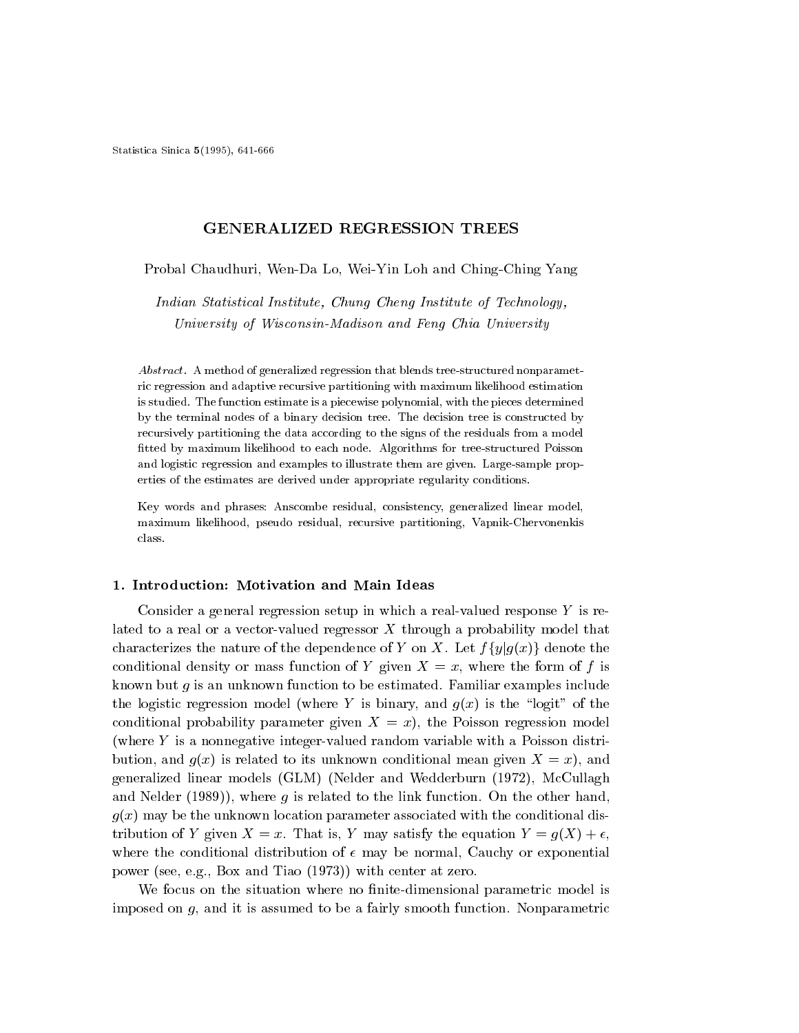# GENERALIZED REGRESSION TREES

Probal Chaudhuri, Wen-Da Lo, Wei-Yin Loh and Ching-Ching Yang

*Indian Statistical Institute, Chung Cheng Institute of Technology, University of Wisconsin-Madison and Feng Chia University*

*Abstract.* A method of generalized regression that blends tree-structured nonparametric regression and adaptive recursive partitioning with maximum likelihood estimation is studied. The function estimate is a piecewise polynomial, with the pieces determined by the terminal nodes of a binary decision tree. The decision tree is constructed by recursively partitioning the data according to the signs of the residuals from a model fitted by maximum likelihood to each node. Algorithms for tree-structured Poisson and logistic regression and examples to illustrate them are given. Large-sample properties of the estimates are derived under appropriate regularity conditions.

Key words and phrases: Anscombe residual, consistency, generalized linear model, maximum likelihood, pseudo residual, recursive partitioning, Vapnik-Chervonenkis class.

## 1. Introduction: Motivation and Main Ideas

Consider a general regression setup in which a real-valued response $Y$ is related to a real or a vector-valued regressor $X$ through a probability model that characterizes the nature of the dependence of $Y$ on $X$. Let $f\{y|g(x)\}$ denote the conditional density or mass function of $Y$ given $X = x$, where the form of $f$ is known but $g$ is an unknown function to be estimated. Familiar examples include the logistic regression model (where $Y$ is binary, and $g(x)$ is the "logit" of the conditional probability parameter given $X = x$), the Poisson regression model (where $Y$ is a nonnegative integer-valued random variable with a Poisson distribution, and $g(x)$ is related to its unknown conditional mean given $X = x$), and generalized linear models (GLM) (Nelder and Wedderburn (1972), McCullagh and Nelder (1989)), where $g$ is related to the link function. On the other hand, $g(x)$ may be the unknown location parameter associated with the conditional distribution of $Y$ given $X = x$. That is, $Y$ may satisfy the equation $Y = g(X) + \epsilon$, where the conditional distribution of $\epsilon$ may be normal, Cauchy or exponential power (see, e.g., Box and Tiao (1973)) with center at zero.

We focus on the situation where no finite-dimensional parametric model is imposed on $g$, and it is assumed to be a fairly smooth function. Nonparametric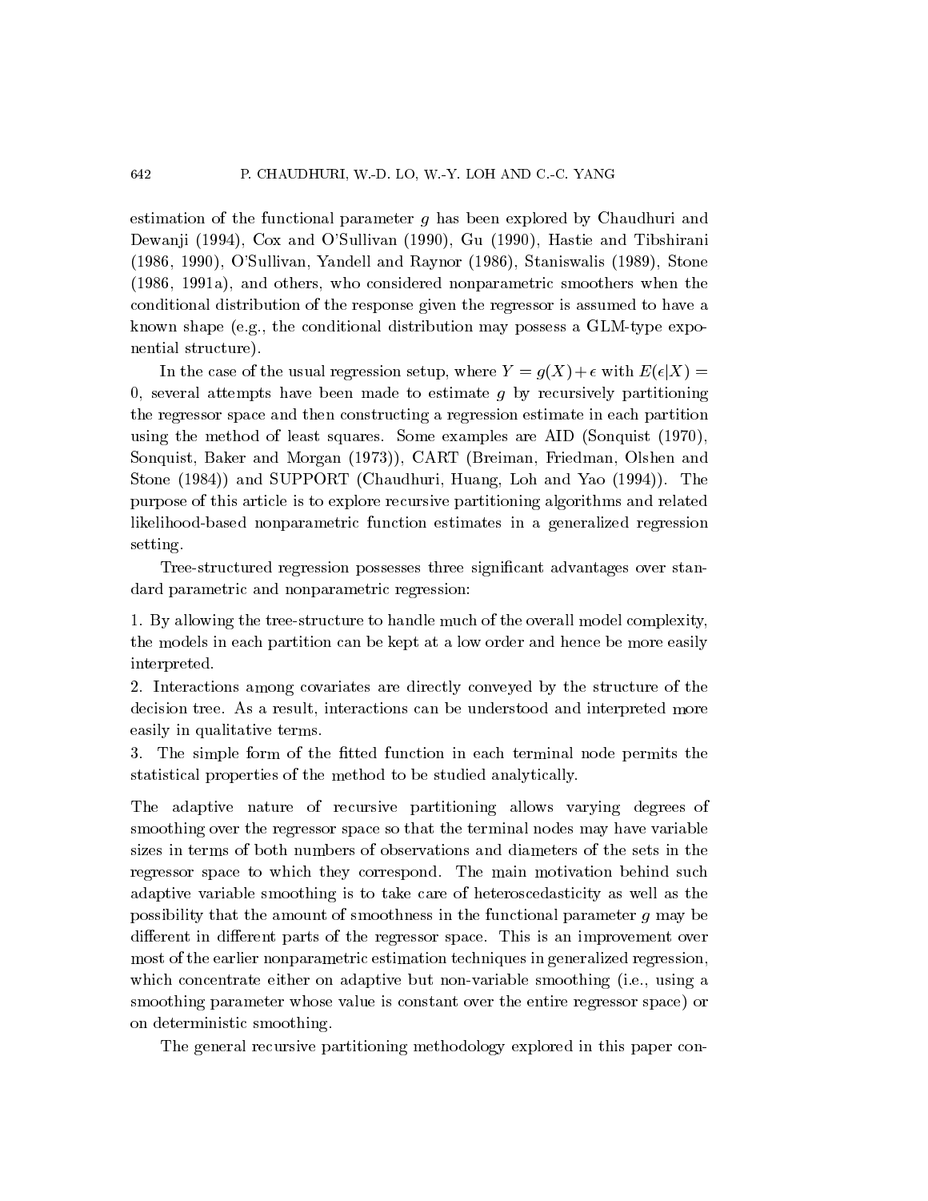estimation of the functional parameter $g$ has been explored by Chaudhuri and Dewanji (1994), Cox and O'Sullivan (1990), Gu (1990), Hastie and Tibshirani (1986, 1990), O'Sullivan, Yandell and Raynor (1986), Staniswalis (1989), Stone (1986, 1991a), and others, who considered nonparametric smoothers when the conditional distribution of the response given the regressor is assumed to have a known shape (e.g., the conditional distribution may possess a GLM-type exponential structure).

In the case of the usual regression setup, where $Y = g(X) + \epsilon$ with $E(\epsilon|X) = 0$, several attempts have been made to estimate $g$ by recursively partitioning the regressor space and then constructing a regression estimate in each partition using the method of least squares. Some examples are AID (Sonquist (1970), Sonquist, Baker and Morgan (1973)), CART (Breiman, Friedman, Olshen and Stone (1984)) and SUPPORT (Chaudhuri, Huang, Loh and Yao (1994)). The purpose of this article is to explore recursive partitioning algorithms and related likelihood-based nonparametric function estimates in a generalized regression setting.

Tree-structured regression possesses three significant advantages over standard parametric and nonparametric regression:

1. By allowing the tree-structure to handle much of the overall model complexity, the models in each partition can be kept at a low order and hence be more easily interpreted.
2. Interactions among covariates are directly conveyed by the structure of the decision tree. As a result, interactions can be understood and interpreted more easily in qualitative terms.
3. The simple form of the fitted function in each terminal node permits the statistical properties of the method to be studied analytically.

The adaptive nature of recursive partitioning allows varying degrees of smoothing over the regressor space so that the terminal nodes may have variable sizes in terms of both numbers of observations and diameters of the sets in the regressor space to which they correspond. The main motivation behind such adaptive variable smoothing is to take care of heteroscedasticity as well as the possibility that the amount of smoothness in the functional parameter $g$ may be different in different parts of the regressor space. This is an improvement over most of the earlier nonparametric estimation techniques in generalized regression, which concentrate either on adaptive but non-variable smoothing (i.e., using a smoothing parameter whose value is constant over the entire regressor space) or on deterministic smoothing.

The general recursive partitioning methodology explored in this paper con-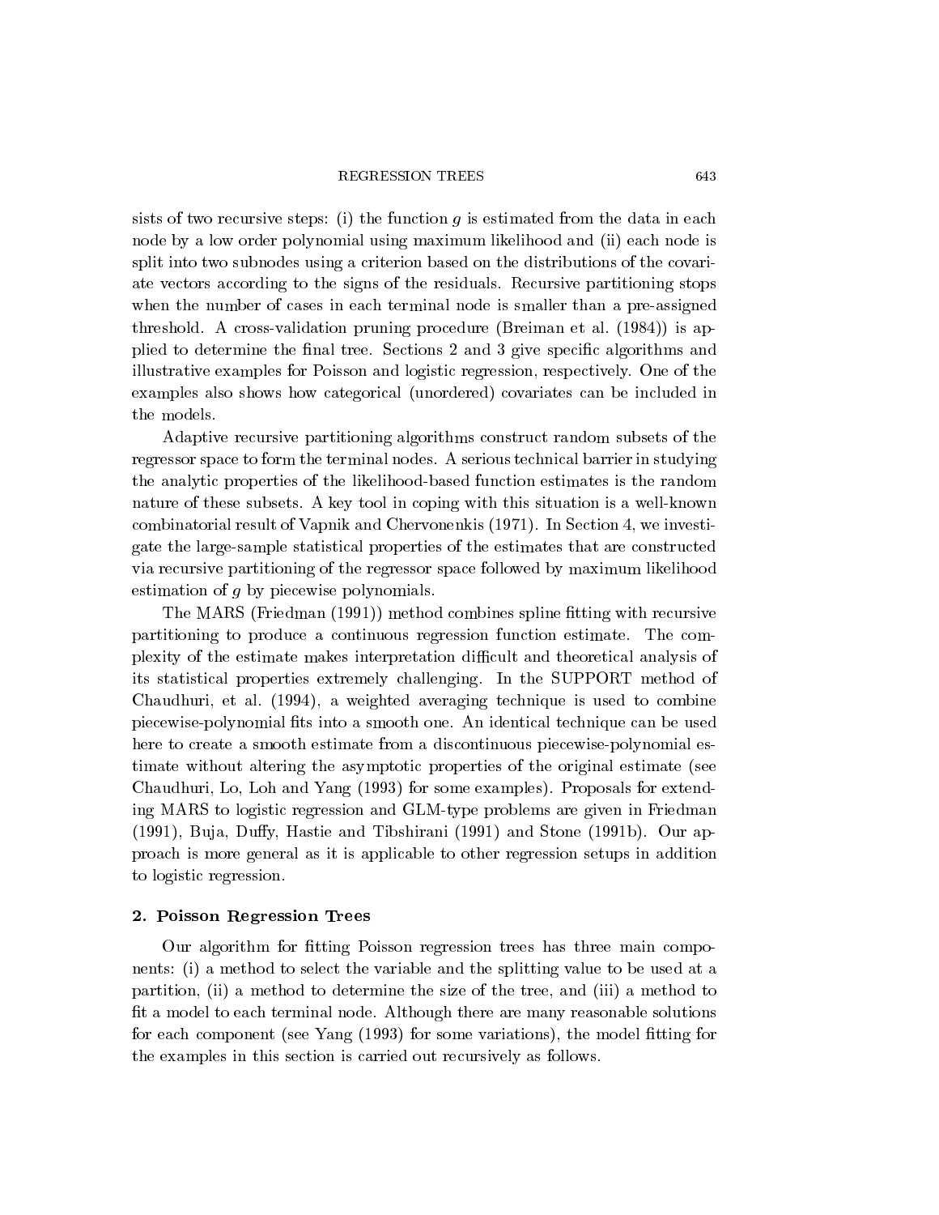sists of two recursive steps: (i) the function $g$ is estimated from the data in each node by a low order polynomial using maximum likelihood and (ii) each node is split into two subnodes using a criterion based on the distributions of the covariate vectors according to the signs of the residuals. Recursive partitioning stops when the number of cases in each terminal node is smaller than a pre-assigned threshold. A cross-validation pruning procedure (Breiman et al. (1984)) is applied to determine the final tree. Sections 2 and 3 give specific algorithms and illustrative examples for Poisson and logistic regression, respectively. One of the examples also shows how categorical (unordered) covariates can be included in the models.

Adaptive recursive partitioning algorithms construct random subsets of the regressor space to form the terminal nodes. A serious technical barrier in studying the analytic properties of the likelihood-based function estimates is the random nature of these subsets. A key tool in coping with this situation is a well-known combinatorial result of Vapnik and Chervonenkis (1971). In Section 4, we investigate the large-sample statistical properties of the estimates that are constructed via recursive partitioning of the regressor space followed by maximum likelihood estimation of $g$ by piecewise polynomials.

The MARS (Friedman (1991)) method combines spline fitting with recursive partitioning to produce a continuous regression function estimate. The complexity of the estimate makes interpretation difficult and theoretical analysis of its statistical properties extremely challenging. In the SUPPORT method of Chaudhuri, et al. (1994), a weighted averaging technique is used to combine piecewise-polynomial fits into a smooth one. An identical technique can be used here to create a smooth estimate from a discontinuous piecewise-polynomial estimate without altering the asymptotic properties of the original estimate (see Chaudhuri, Lo, Loh and Yang (1993) for some examples). Proposals for extending MARS to logistic regression and GLM-type problems are given in Friedman (1991), Buja, Duffy, Hastie and Tibshirani (1991) and Stone (1991b). Our approach is more general as it is applicable to other regression setups in addition to logistic regression.

## 2. Poisson Regression Trees

Our algorithm for fitting Poisson regression trees has three main components: (i) a method to select the variable and the splitting value to be used at a partition, (ii) a method to determine the size of the tree, and (iii) a method to fit a model to each terminal node. Although there are many reasonable solutions for each component (see Yang (1993) for some variations), the model fitting for the examples in this section is carried out recursively as follows.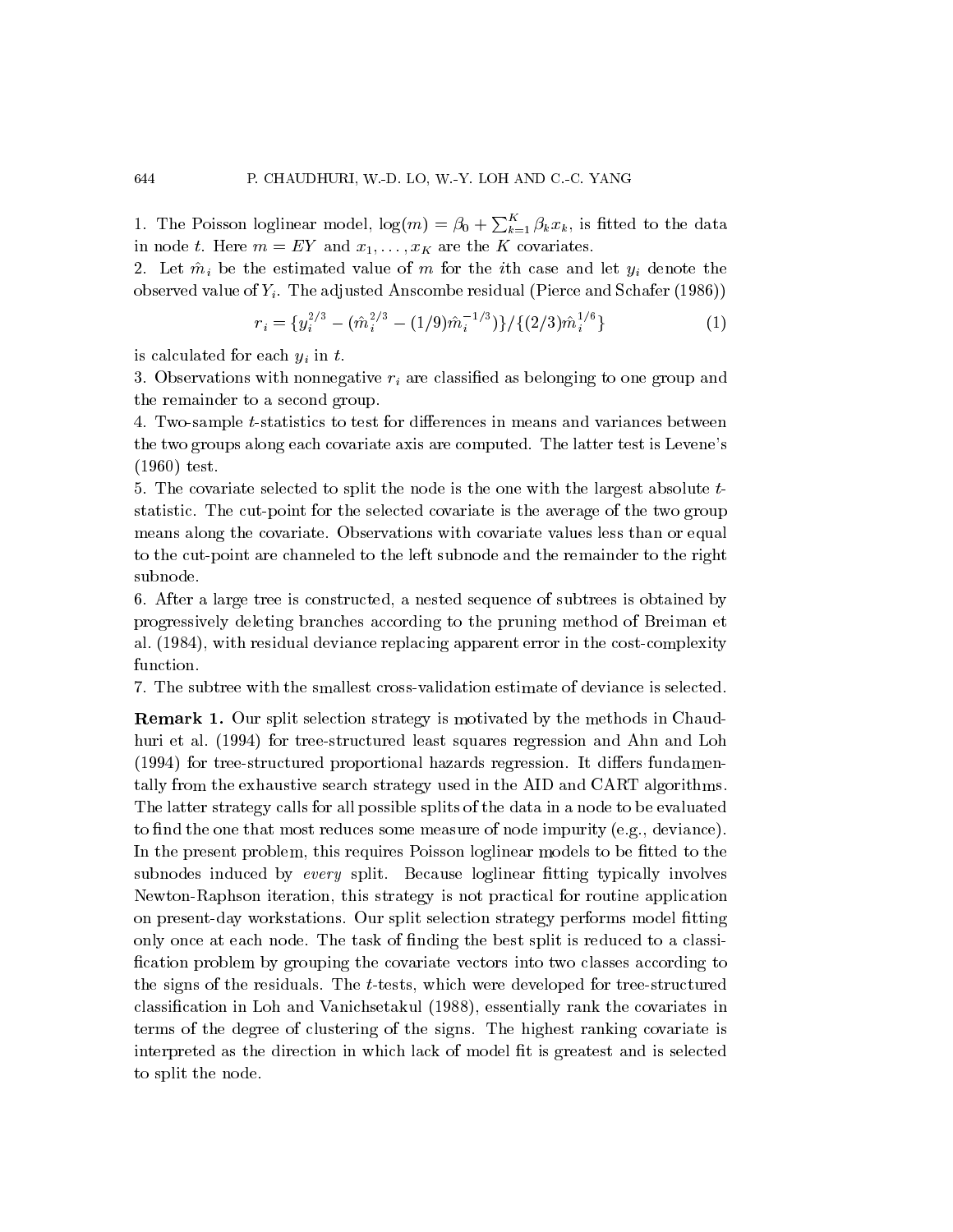1. The Poisson loglinear model, $\log(m) = \beta_0 + \sum_{k=1}^{K} \beta_k x_k$, is fitted to the data in node $t$. Here $m = EY$ and $x_1, \ldots, x_K$ are the $K$ covariates.

2. Let $\hat{m}_i$ be the estimated value of $m$ for the $i$th case and let $y_i$ denote the observed value of $Y_i$. The adjusted Anscombe residual (Pierce and Schafer (1986))

$$r_i = \{y_i^{2/3} - (\hat{m}_i^{2/3} - (1/9)\hat{m}_i^{-1/3})\}/\{(2/3)\hat{m}_i^{1/6}\} \tag{1}$$

is calculated for each $y_i$ in $t$.

3. Observations with nonnegative $r_i$ are classified as belonging to one group and the remainder to a second group.

4. Two-sample $t$-statistics to test for differences in means and variances between the two groups along each covariate axis are computed. The latter test is Levene's (1960) test.

5. The covariate selected to split the node is the one with the largest absolute $t$-statistic. The cut-point for the selected covariate is the average of the two group means along the covariate. Observations with covariate values less than or equal to the cut-point are channeled to the left subnode and the remainder to the right subnode.

6. After a large tree is constructed, a nested sequence of subtrees is obtained by progressively deleting branches according to the pruning method of Breiman et al. (1984), with residual deviance replacing apparent error in the cost-complexity function.

7. The subtree with the smallest cross-validation estimate of deviance is selected.

**Remark 1.** Our split selection strategy is motivated by the methods in Chaudhuri et al. (1994) for tree-structured least squares regression and Ahn and Loh (1994) for tree-structured proportional hazards regression. It differs fundamentally from the exhaustive search strategy used in the AID and CART algorithms. The latter strategy calls for all possible splits of the data in a node to be evaluated to find the one that most reduces some measure of node impurity (e.g., deviance). In the present problem, this requires Poisson loglinear models to be fitted to the subnodes induced by *every* split. Because loglinear fitting typically involves Newton-Raphson iteration, this strategy is not practical for routine application on present-day workstations. Our split selection strategy performs model fitting only once at each node. The task of finding the best split is reduced to a classification problem by grouping the covariate vectors into two classes according to the signs of the residuals. The $t$-tests, which were developed for tree-structured classification in Loh and Vanichsetakul (1988), essentially rank the covariates in terms of the degree of clustering of the signs. The highest ranking covariate is interpreted as the direction in which lack of model fit is greatest and is selected to split the node.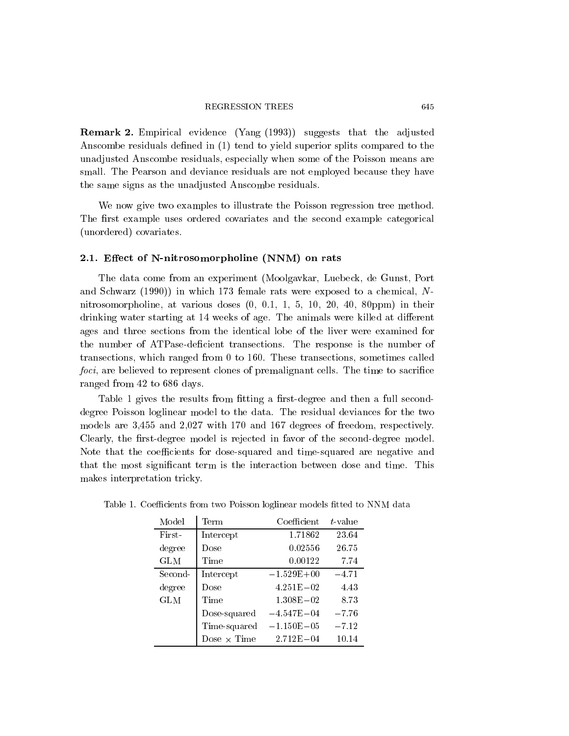**Remark 2.** Empirical evidence (Yang (1993)) suggests that the adjusted Anscombe residuals defined in (1) tend to yield superior splits compared to the unadjusted Anscombe residuals, especially when some of the Poisson means are small. The Pearson and deviance residuals are not employed because they have the same signs as the unadjusted Anscombe residuals.

We now give two examples to illustrate the Poisson regression tree method. The first example uses ordered covariates and the second example categorical (unordered) covariates.

### 2.1. Effect of N-nitrosomorpholine (NNM) on rats

The data come from an experiment (Moolgavkar, Luebeck, de Gunst, Port and Schwarz (1990)) in which 173 female rats were exposed to a chemical, *N*-nitrosomorpholine, at various doses (0, 0.1, 1, 5, 10, 20, 40, 80ppm) in their drinking water starting at 14 weeks of age. The animals were killed at different ages and three sections from the identical lobe of the liver were examined for the number of ATPase-deficient transections. The response is the number of transections, which ranged from 0 to 160. These transections, sometimes called *foci*, are believed to represent clones of premalignant cells. The time to sacrifice ranged from 42 to 686 days.

Table 1 gives the results from fitting a first-degree and then a full second-degree Poisson loglinear model to the data. The residual deviances for the two models are 3,455 and 2,027 with 170 and 167 degrees of freedom, respectively. Clearly, the first-degree model is rejected in favor of the second-degree model. Note that the coefficients for dose-squared and time-squared are negative and that the most significant term is the interaction between dose and time. This makes interpretation tricky.

Table 1. Coefficients from two Poisson loglinear models fitted to NNM data

| Model | Term | Coefficient | $t$-value |
|---|---|---|---|
| First-degree GLM | Intercept | 1.71862 | 23.64 |
| | Dose | 0.02556 | 26.75 |
| | Time | 0.00122 | 7.74 |
| Second-degree GLM | Intercept | $-1.529\text{E}+00$ | $-4.71$ |
| | Dose | $4.251\text{E}-02$ | 4.43 |
| | Time | $1.308\text{E}-02$ | 8.73 |
| | Dose-squared | $-4.547\text{E}-04$ | $-7.76$ |
| | Time-squared | $-1.150\text{E}-05$ | $-7.12$ |
| | Dose $\times$ Time | $2.712\text{E}-04$ | 10.14 |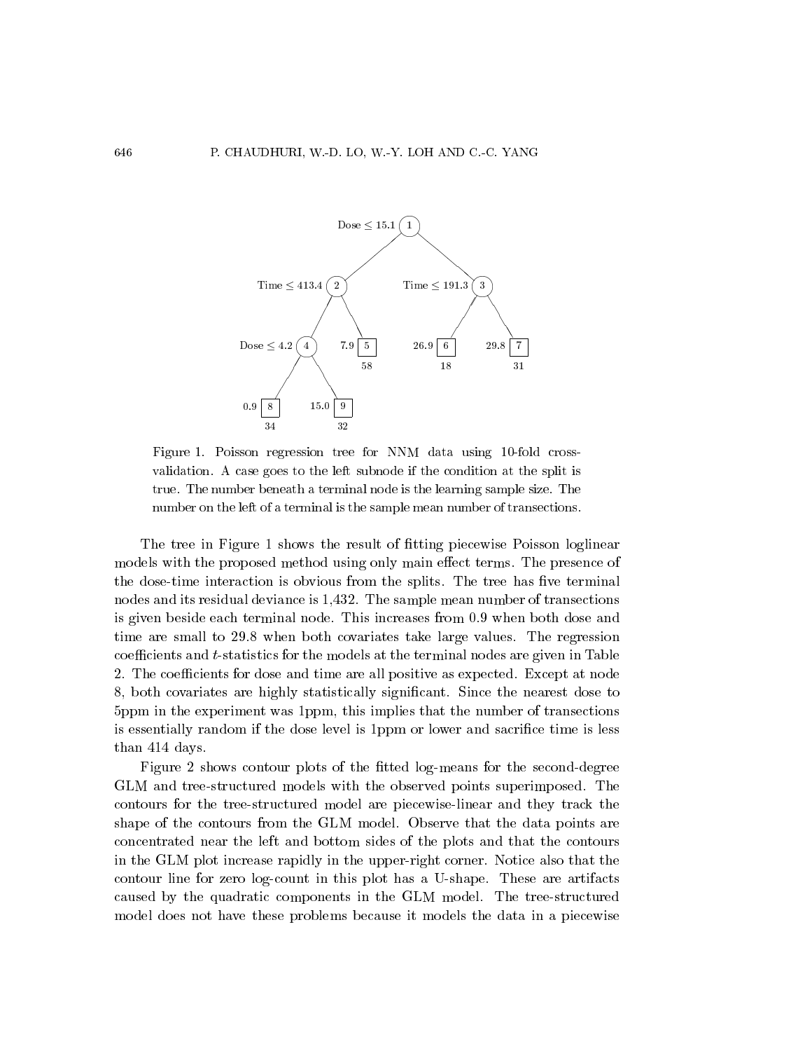Figure 1. Poisson regression tree for NNM data using 10-fold cross-validation. A case goes to the left subnode if the condition at the split is true. The number beneath a terminal node is the learning sample size. The number on the left of a terminal is the sample mean number of transections.

The tree in Figure 1 shows the result of fitting piecewise Poisson loglinear models with the proposed method using only main effect terms. The presence of the dose-time interaction is obvious from the splits. The tree has five terminal nodes and its residual deviance is 1,432. The sample mean number of transections is given beside each terminal node. This increases from 0.9 when both dose and time are small to 29.8 when both covariates take large values. The regression coefficients and $t$-statistics for the models at the terminal nodes are given in Table 2. The coefficients for dose and time are all positive as expected. Except at node 8, both covariates are highly statistically significant. Since the nearest dose to 5ppm in the experiment was 1ppm, this implies that the number of transections is essentially random if the dose level is 1ppm or lower and sacrifice time is less than 414 days.

Figure 2 shows contour plots of the fitted log-means for the second-degree GLM and tree-structured models with the observed points superimposed. The contours for the tree-structured model are piecewise-linear and they track the shape of the contours from the GLM model. Observe that the data points are concentrated near the left and bottom sides of the plots and that the contours in the GLM plot increase rapidly in the upper-right corner. Notice also that the contour line for zero log-count in this plot has a U-shape. These are artifacts caused by the quadratic components in the GLM model. The tree-structured model does not have these problems because it models the data in a piecewise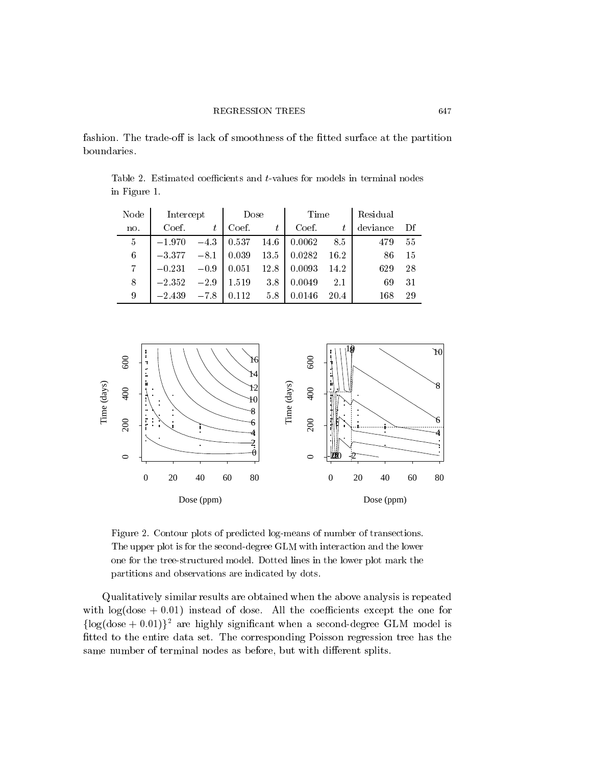fashion. The trade-off is lack of smoothness of the fitted surface at the partition boundaries.

Table 2. Estimated coefficients and $t$-values for models in terminal nodes in Figure 1.

| Node | Intercept | | Dose | | Time | | Residual | |
|---|---|---|---|---|---|---|---|---|
| no. | Coef. | $t$ | Coef. | $t$ | Coef. | $t$ | deviance | Df |
| 5 | $-1.970$ | $-4.3$ | 0.537 | 14.6 | 0.0062 | 8.5 | 479 | 55 |
| 6 | $-3.377$ | $-8.1$ | 0.039 | 13.5 | 0.0282 | 16.2 | 86 | 15 |
| 7 | $-0.231$ | $-0.9$ | 0.051 | 12.8 | 0.0093 | 14.2 | 629 | 28 |
| 8 | $-2.352$ | $-2.9$ | 1.519 | 3.8 | 0.0049 | 2.1 | 69 | 31 |
| 9 | $-2.439$ | $-7.8$ | 0.112 | 5.8 | 0.0146 | 20.4 | 168 | 29 |

Figure 2. Contour plots of predicted log-means of number of transections. The upper plot is for the second-degree GLM with interaction and the lower one for the tree-structured model. Dotted lines in the lower plot mark the partitions and observations are indicated by dots.

Qualitatively similar results are obtained when the above analysis is repeated with $\log(\text{dose} + 0.01)$ instead of dose. All the coefficients except the one for $\{\log(\text{dose} + 0.01)\}^2$ are highly significant when a second-degree GLM model is fitted to the entire data set. The corresponding Poisson regression tree has the same number of terminal nodes as before, but with different splits.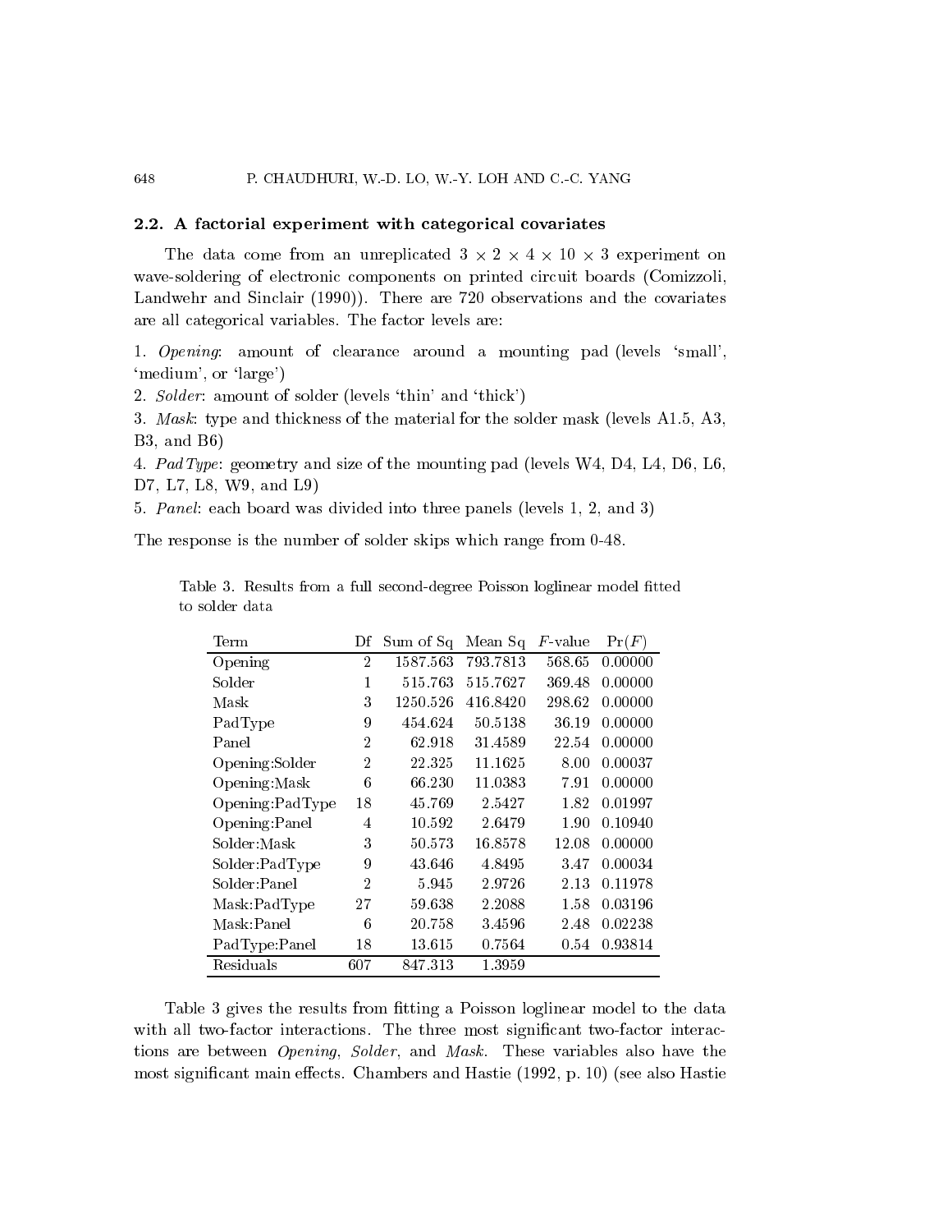### 2.2. A factorial experiment with categorical covariates

The data come from an unreplicated $3 \times 2 \times 4 \times 10 \times 3$ experiment on wave-soldering of electronic components on printed circuit boards (Comizzoli, Landwehr and Sinclair (1990)). There are 720 observations and the covariates are all categorical variables. The factor levels are:

1. *Opening*: amount of clearance around a mounting pad (levels 'small', 'medium', or 'large')
2. *Solder*: amount of solder (levels 'thin' and 'thick')
3. *Mask*: type and thickness of the material for the solder mask (levels A1.5, A3, B3, and B6)
4. *PadType*: geometry and size of the mounting pad (levels W4, D4, L4, D6, L6, D7, L7, L8, W9, and L9)
5. *Panel*: each board was divided into three panels (levels 1, 2, and 3)

The response is the number of solder skips which range from 0-48.

Table 3. Results from a full second-degree Poisson loglinear model fitted to solder data

| Term | Df | Sum of Sq | Mean Sq | $F$-value | $\Pr(F)$ |
|---|---|---|---|---|---|
| Opening | 2 | 1587.563 | 793.7813 | 568.65 | 0.00000 |
| Solder | 1 | 515.763 | 515.7627 | 369.48 | 0.00000 |
| Mask | 3 | 1250.526 | 416.8420 | 298.62 | 0.00000 |
| PadType | 9 | 454.624 | 50.5138 | 36.19 | 0.00000 |
| Panel | 2 | 62.918 | 31.4589 | 22.54 | 0.00000 |
| Opening:Solder | 2 | 22.325 | 11.1625 | 8.00 | 0.00037 |
| Opening:Mask | 6 | 66.230 | 11.0383 | 7.91 | 0.00000 |
| Opening:PadType | 18 | 45.769 | 2.5427 | 1.82 | 0.01997 |
| Opening:Panel | 4 | 10.592 | 2.6479 | 1.90 | 0.10940 |
| Solder:Mask | 3 | 50.573 | 16.8578 | 12.08 | 0.00000 |
| Solder:PadType | 9 | 43.646 | 4.8495 | 3.47 | 0.00034 |
| Solder:Panel | 2 | 5.945 | 2.9726 | 2.13 | 0.11978 |
| Mask:PadType | 27 | 59.638 | 2.2088 | 1.58 | 0.03196 |
| Mask:Panel | 6 | 20.758 | 3.4596 | 2.48 | 0.02238 |
| PadType:Panel | 18 | 13.615 | 0.7564 | 0.54 | 0.93814 |
| Residuals | 607 | 847.313 | 1.3959 | | |

Table 3 gives the results from fitting a Poisson loglinear model to the data with all two-factor interactions. The three most significant two-factor interactions are between *Opening*, *Solder*, and *Mask*. These variables also have the most significant main effects. Chambers and Hastie (1992, p. 10) (see also Hastie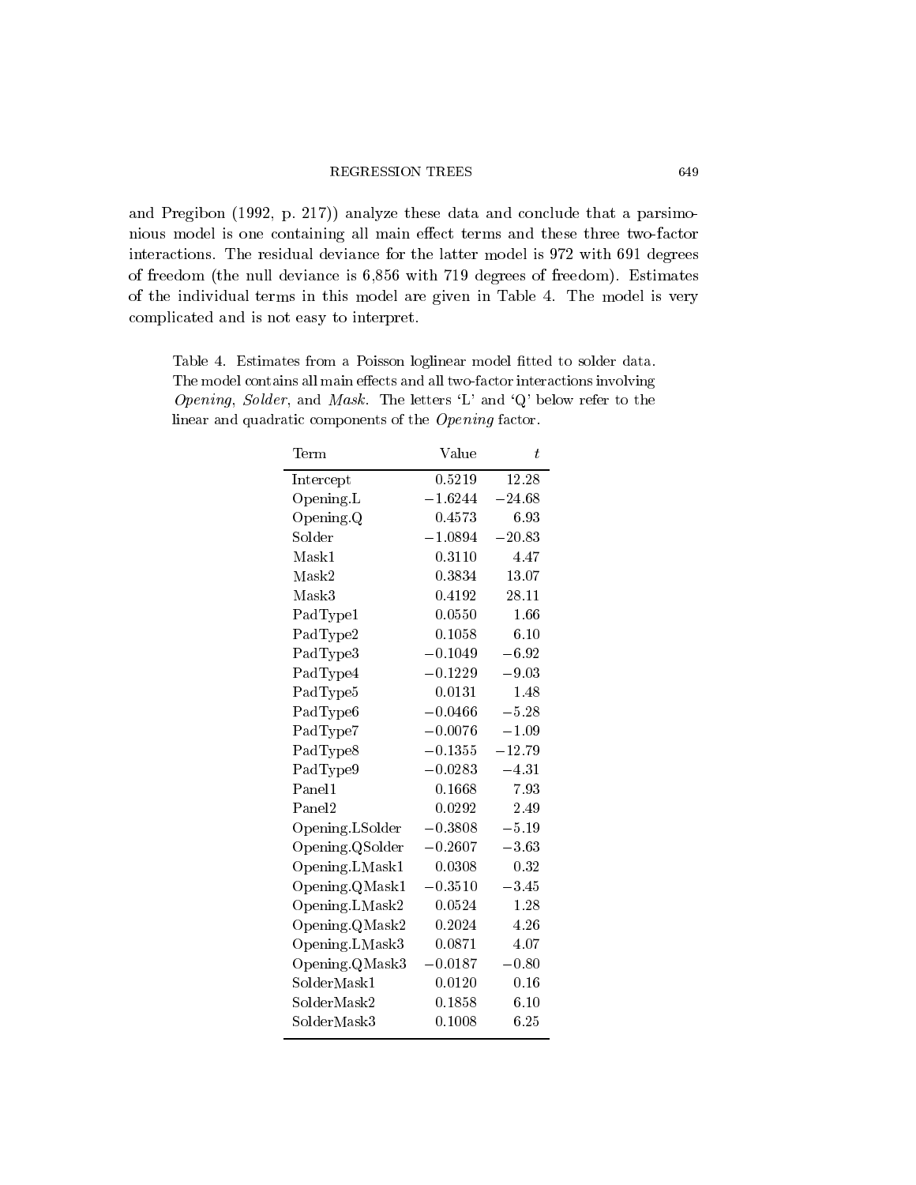and Pregibon (1992, p. 217)) analyze these data and conclude that a parsimonious model is one containing all main effect terms and these three two-factor interactions. The residual deviance for the latter model is 972 with 691 degrees of freedom (the null deviance is 6,856 with 719 degrees of freedom). Estimates of the individual terms in this model are given in Table 4. The model is very complicated and is not easy to interpret.

Table 4. Estimates from a Poisson loglinear model fitted to solder data. The model contains all main effects and all two-factor interactions involving *Opening*, *Solder*, and *Mask*. The letters 'L' and 'Q' below refer to the linear and quadratic components of the *Opening* factor.

| Term | Value | $t$ |
|---|---:|---:|
| Intercept | 0.5219 | 12.28 |
| Opening.L | −1.6244 | −24.68 |
| Opening.Q | 0.4573 | 6.93 |
| Solder | −1.0894 | −20.83 |
| Mask1 | 0.3110 | 4.47 |
| Mask2 | 0.3834 | 13.07 |
| Mask3 | 0.4192 | 28.11 |
| PadType1 | 0.0550 | 1.66 |
| PadType2 | 0.1058 | 6.10 |
| PadType3 | −0.1049 | −6.92 |
| PadType4 | −0.1229 | −9.03 |
| PadType5 | 0.0131 | 1.48 |
| PadType6 | −0.0466 | −5.28 |
| PadType7 | −0.0076 | −1.09 |
| PadType8 | −0.1355 | −12.79 |
| PadType9 | −0.0283 | −4.31 |
| Panel1 | 0.1668 | 7.93 |
| Panel2 | 0.0292 | 2.49 |
| Opening.LSolder | −0.3808 | −5.19 |
| Opening.QSolder | −0.2607 | −3.63 |
| Opening.LMask1 | 0.0308 | 0.32 |
| Opening.QMask1 | −0.3510 | −3.45 |
| Opening.LMask2 | 0.0524 | 1.28 |
| Opening.QMask2 | 0.2024 | 4.26 |
| Opening.LMask3 | 0.0871 | 4.07 |
| Opening.QMask3 | −0.0187 | −0.80 |
| SolderMask1 | 0.0120 | 0.16 |
| SolderMask2 | 0.1858 | 6.10 |
| SolderMask3 | 0.1008 | 6.25 |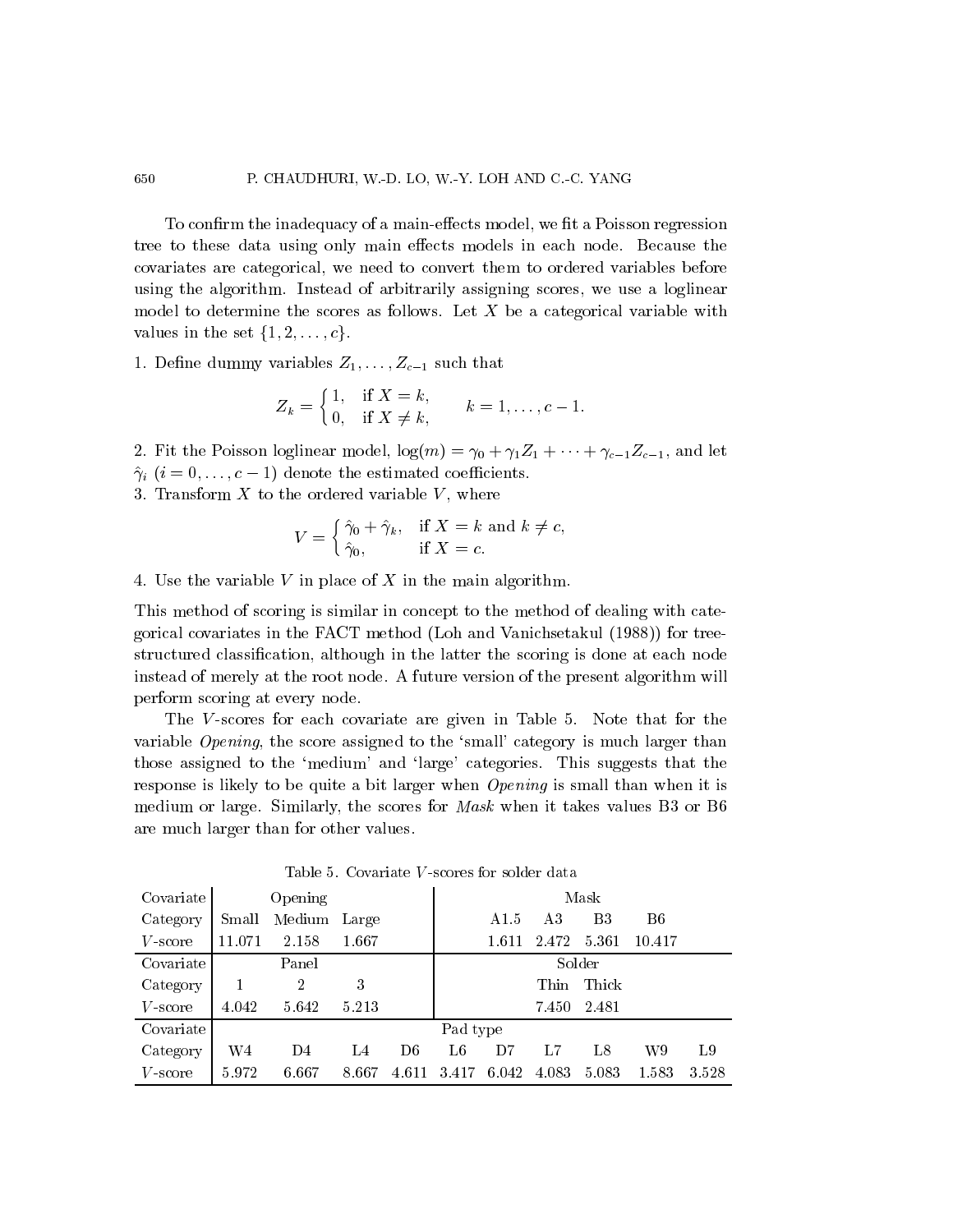To confirm the inadequacy of a main-effects model, we fit a Poisson regression tree to these data using only main effects models in each node. Because the covariates are categorical, we need to convert them to ordered variables before using the algorithm. Instead of arbitrarily assigning scores, we use a loglinear model to determine the scores as follows. Let $X$ be a categorical variable with values in the set $\{1, 2, \ldots, c\}$.

1. Define dummy variables $Z_1, \ldots, Z_{c-1}$ such that

$$Z_k = \begin{cases} 1, & \text{if } X = k, \\ 0, & \text{if } X \neq k, \end{cases} \qquad k = 1, \ldots, c-1.$$

2. Fit the Poisson loglinear model, $\log(m) = \gamma_0 + \gamma_1 Z_1 + \cdots + \gamma_{c-1} Z_{c-1}$, and let $\hat{\gamma}_i$ $(i = 0, \ldots, c-1)$ denote the estimated coefficients.
3. Transform $X$ to the ordered variable $V$, where

$$V = \begin{cases} \hat{\gamma}_0 + \hat{\gamma}_k, & \text{if } X = k \text{ and } k \neq c, \\ \hat{\gamma}_0, & \text{if } X = c. \end{cases}$$

4. Use the variable $V$ in place of $X$ in the main algorithm.

This method of scoring is similar in concept to the method of dealing with categorical covariates in the FACT method (Loh and Vanichsetakul (1988)) for tree-structured classification, although in the latter the scoring is done at each node instead of merely at the root node. A future version of the present algorithm will perform scoring at every node.

The $V$-scores for each covariate are given in Table 5. Note that for the variable *Opening*, the score assigned to the 'small' category is much larger than those assigned to the 'medium' and 'large' categories. This suggests that the response is likely to be quite a bit larger when *Opening* is small than when it is medium or large. Similarly, the scores for *Mask* when it takes values B3 or B6 are much larger than for other values.

Table 5. Covariate $V$-scores for solder data

| Covariate | Opening | | | | Mask | | | | | |
|---|---|---|---|---|---|---|---|---|---|---|
| Category | Small | Medium | Large | | | A1.5 | A3 | B3 | B6 | |
| $V$-score | 11.071 | 2.158 | 1.667 | | | 1.611 | 2.472 | 5.361 | 10.417 | |
| Covariate | Panel | | | | Solder | | | | | |
| Category | 1 | 2 | 3 | | | | Thin | Thick | | |
| $V$-score | 4.042 | 5.642 | 5.213 | | | | 7.450 | 2.481 | | |
| Covariate | Pad type | | | | | | | | | |
| Category | W4 | D4 | L4 | D6 | L6 | D7 | L7 | L8 | W9 | L9 |
| $V$-score | 5.972 | 6.667 | 8.667 | 4.611 | 3.417 | 6.042 | 4.083 | 5.083 | 1.583 | 3.528 |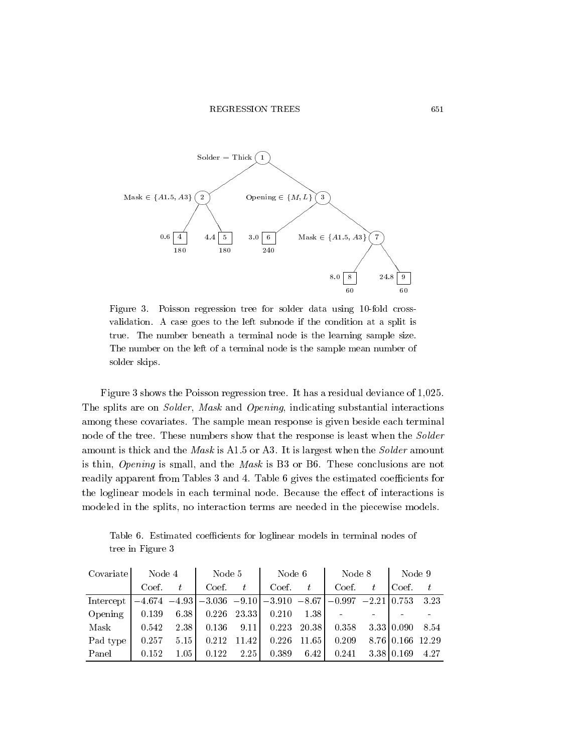Figure 3. Poisson regression tree for solder data using 10-fold cross-validation. A case goes to the left subnode if the condition at a split is true. The number beneath a terminal node is the learning sample size. The number on the left of a terminal node is the sample mean number of solder skips.

Figure 3 shows the Poisson regression tree. It has a residual deviance of 1,025. The splits are on *Solder*, *Mask* and *Opening*, indicating substantial interactions among these covariates. The sample mean response is given beside each terminal node of the tree. These numbers show that the response is least when the *Solder* amount is thick and the *Mask* is A1.5 or A3. It is largest when the *Solder* amount is thin, *Opening* is small, and the *Mask* is B3 or B6. These conclusions are not readily apparent from Tables 3 and 4. Table 6 gives the estimated coefficients for the loglinear models in each terminal node. Because the effect of interactions is modeled in the splits, no interaction terms are needed in the piecewise models.

Table 6. Estimated coefficients for loglinear models in terminal nodes of tree in Figure 3

| Covariate | Node 4 | | Node 5 | | Node 6 | | Node 8 | | Node 9 | |
|---|---|---|---|---|---|---|---|---|---|---|
| | Coef. | $t$ | Coef. | $t$ | Coef. | $t$ | Coef. | $t$ | Coef. | $t$ |
| Intercept | $-4.674$ | $-4.93$ | $-3.036$ | $-9.10$ | $-3.910$ | $-8.67$ | $-0.997$ | $-2.21$ | 0.753 | 3.23 |
| Opening | 0.139 | 6.38 | 0.226 | 23.33 | 0.210 | 1.38 | - | - | - | - |
| Mask | 0.542 | 2.38 | 0.136 | 9.11 | 0.223 | 20.38 | 0.358 | 3.33 | 0.090 | 8.54 |
| Pad type | 0.257 | 5.15 | 0.212 | 11.42 | 0.226 | 11.65 | 0.209 | 8.76 | 0.166 | 12.29 |
| Panel | 0.152 | 1.05 | 0.122 | 2.25 | 0.389 | 6.42 | 0.241 | 3.38 | 0.169 | 4.27 |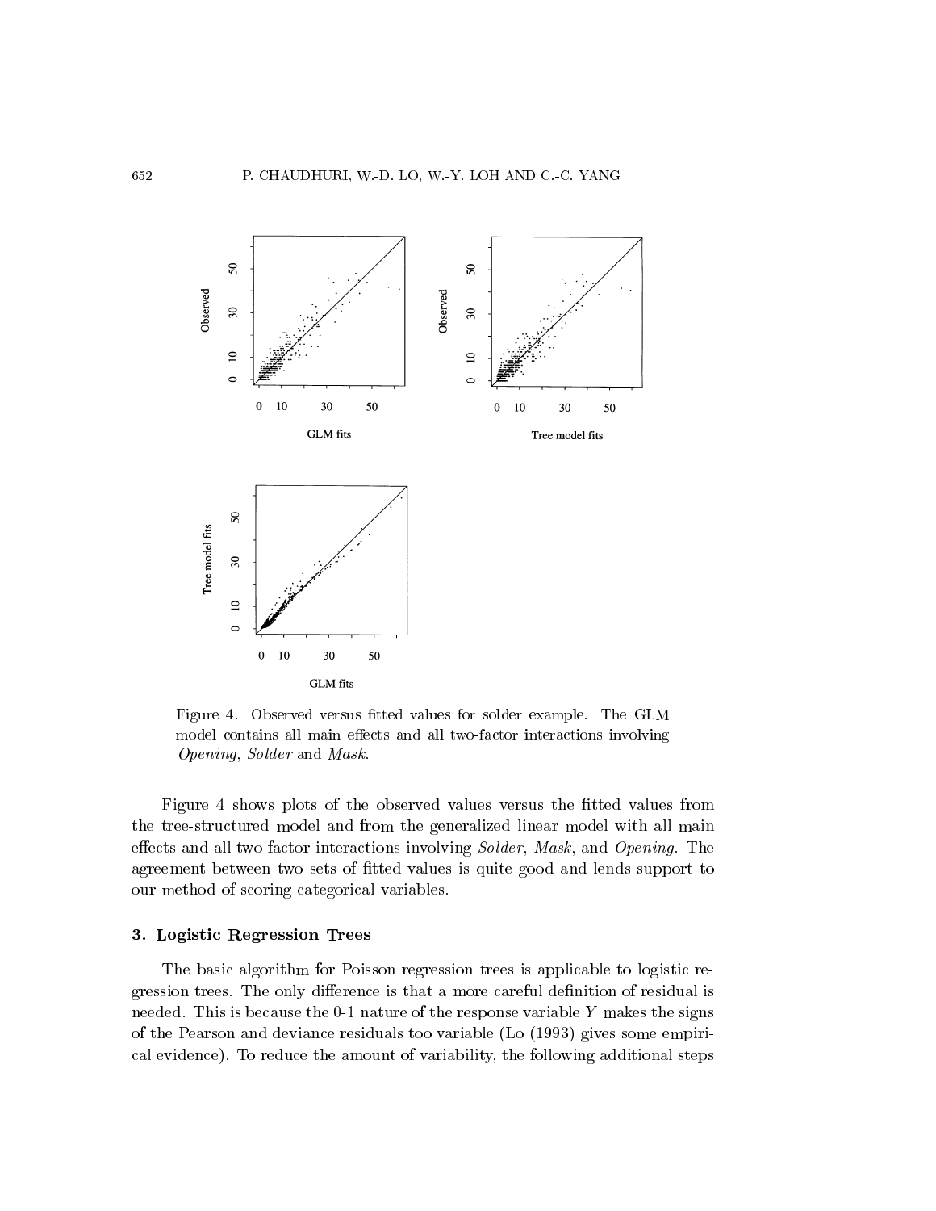Figure 4. Observed versus fitted values for solder example. The GLM model contains all main effects and all two-factor interactions involving *Opening*, *Solder* and *Mask*.

Figure 4 shows plots of the observed values versus the fitted values from the tree-structured model and from the generalized linear model with all main effects and all two-factor interactions involving *Solder*, *Mask*, and *Opening*. The agreement between two sets of fitted values is quite good and lends support to our method of scoring categorical variables.

## 3. Logistic Regression Trees

The basic algorithm for Poisson regression trees is applicable to logistic regression trees. The only difference is that a more careful definition of residual is needed. This is because the 0-1 nature of the response variable $Y$ makes the signs of the Pearson and deviance residuals too variable (Lo (1993) gives some empirical evidence). To reduce the amount of variability, the following additional steps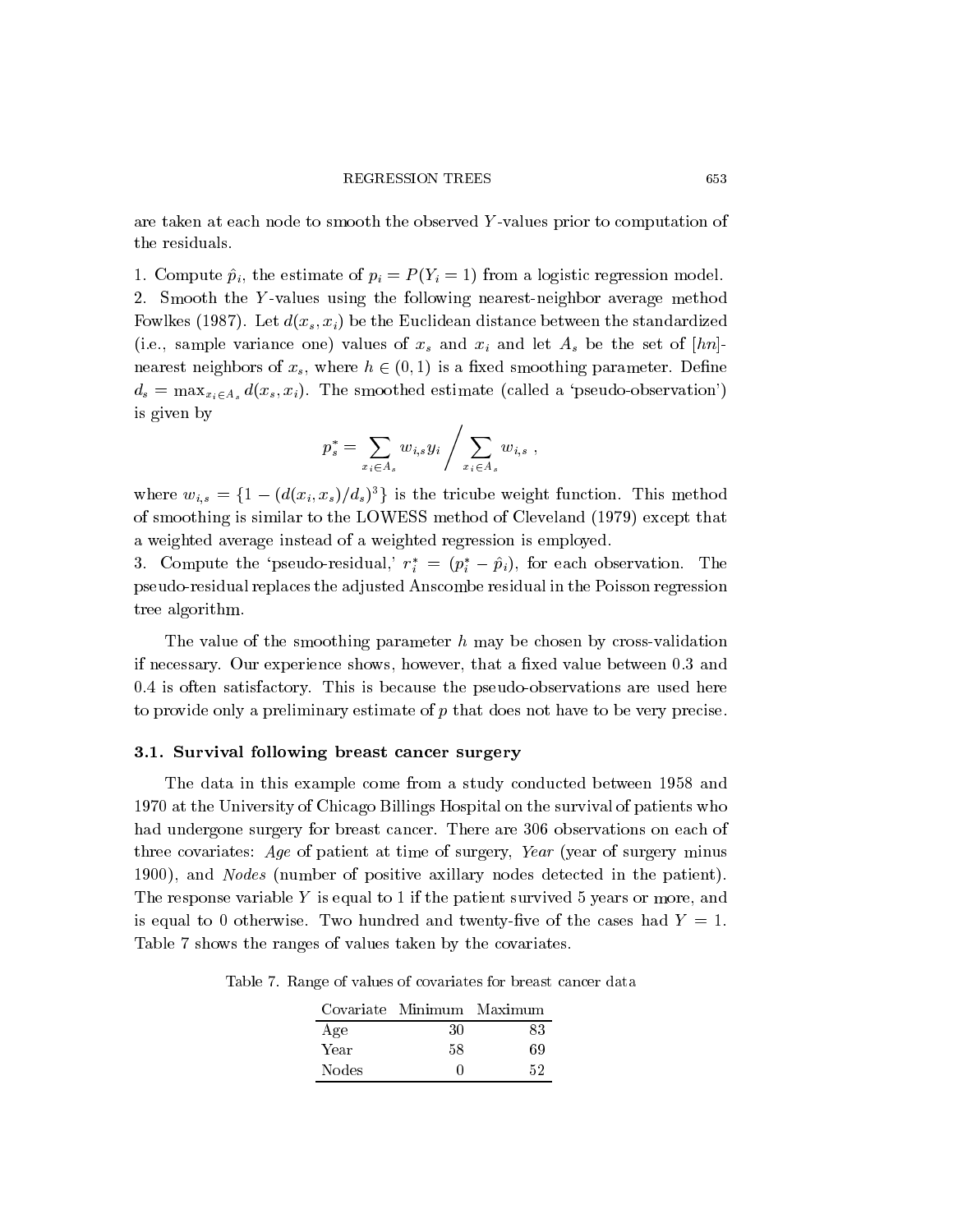are taken at each node to smooth the observed $Y$-values prior to computation of the residuals.

1. Compute $\hat{p}_i$, the estimate of $p_i = P(Y_i = 1)$ from a logistic regression model.
2. Smooth the $Y$-values using the following nearest-neighbor average method Fowlkes (1987). Let $d(x_s, x_i)$ be the Euclidean distance between the standardized (i.e., sample variance one) values of $x_s$ and $x_i$ and let $A_s$ be the set of $[hn]$-nearest neighbors of $x_s$, where $h \in (0, 1)$ is a fixed smoothing parameter. Define $d_s = \max_{x_i \in A_s} d(x_s, x_i)$. The smoothed estimate (called a 'pseudo-observation') is given by

$$p_s^* = \sum_{x_i \in A_s} w_{i,s} y_i \Bigg/ \sum_{x_i \in A_s} w_{i,s} \ ,$$

where $w_{i,s} = \{1 - (d(x_i, x_s)/d_s)^3\}$ is the tricube weight function. This method of smoothing is similar to the LOWESS method of Cleveland (1979) except that a weighted average instead of a weighted regression is employed.
3. Compute the 'pseudo-residual,' $r_i^* = (p_i^* - \hat{p}_i)$, for each observation. The pseudo-residual replaces the adjusted Anscombe residual in the Poisson regression tree algorithm.

The value of the smoothing parameter $h$ may be chosen by cross-validation if necessary. Our experience shows, however, that a fixed value between 0.3 and 0.4 is often satisfactory. This is because the pseudo-observations are used here to provide only a preliminary estimate of $p$ that does not have to be very precise.

### 3.1. Survival following breast cancer surgery

The data in this example come from a study conducted between 1958 and 1970 at the University of Chicago Billings Hospital on the survival of patients who had undergone surgery for breast cancer. There are 306 observations on each of three covariates: *Age* of patient at time of surgery, *Year* (year of surgery minus 1900), and *Nodes* (number of positive axillary nodes detected in the patient). The response variable $Y$ is equal to 1 if the patient survived 5 years or more, and is equal to 0 otherwise. Two hundred and twenty-five of the cases had $Y = 1$. Table 7 shows the ranges of values taken by the covariates.

Table 7. Range of values of covariates for breast cancer data

| Covariate | Minimum | Maximum |
|---|---|---|
| Age | 30 | 83 |
| Year | 58 | 69 |
| Nodes | 0 | 52 |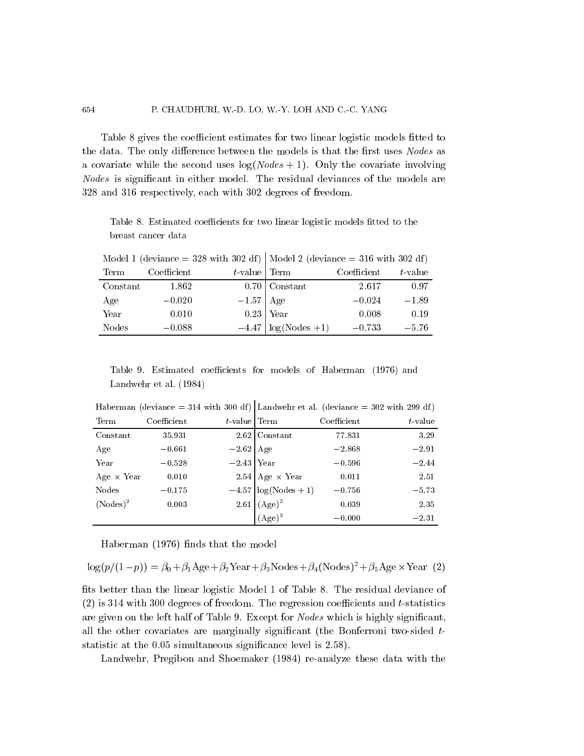Table 8 gives the coefficient estimates for two linear logistic models fitted to the data. The only difference between the models is that the first uses *Nodes* as a covariate while the second uses $\log(Nodes + 1)$. Only the covariate involving *Nodes* is significant in either model. The residual deviances of the models are 328 and 316 respectively, each with 302 degrees of freedom.

Table 8. Estimated coefficients for two linear logistic models fitted to the breast cancer data

| Model 1 (deviance = 328 with 302 df) | | | Model 2 (deviance = 316 with 302 df) | | |
|---|---|---|---|---|---|
| Term | Coefficient | $t$-value | Term | Coefficient | $t$-value |
| Constant | 1.862 | 0.70 | Constant | 2.617 | 0.97 |
| Age | −0.020 | −1.57 | Age | −0.024 | −1.89 |
| Year | 0.010 | 0.23 | Year | 0.008 | 0.19 |
| Nodes | −0.088 | −4.47 | log(Nodes +1) | −0.733 | −5.76 |

Table 9. Estimated coefficients for models of Haberman (1976) and Landwehr et al. (1984)

| Haberman (deviance = 314 with 300 df) | | | Landwehr et al. (deviance = 302 with 299 df) | | |
|---|---|---|---|---|---|
| Term | Coefficient | $t$-value | Term | Coefficient | $t$-value |
| Constant | 35.931 | 2.62 | Constant | 77.831 | 3.29 |
| Age | −0.661 | −2.62 | Age | −2.868 | −2.91 |
| Year | −0.528 | −2.43 | Year | −0.596 | −2.44 |
| Age × Year | 0.010 | 2.54 | Age × Year | 0.011 | 2.51 |
| Nodes | −0.175 | −4.57 | log(Nodes + 1) | −0.756 | −5.73 |
| $(\text{Nodes})^2$ | 0.003 | 2.61 | $(\text{Age})^2$ | 0.039 | 2.35 |
| | | | $(\text{Age})^3$ | −0.000 | −2.31 |

Haberman (1976) finds that the model

$$\log(p/(1-p)) = \beta_0 + \beta_1 \text{Age} + \beta_2 \text{Year} + \beta_3 \text{Nodes} + \beta_4 (\text{Nodes})^2 + \beta_5 \text{Age} \times \text{Year} \quad (2)$$

fits better than the linear logistic Model 1 of Table 8. The residual deviance of (2) is 314 with 300 degrees of freedom. The regression coefficients and $t$-statistics are given on the left half of Table 9. Except for *Nodes* which is highly significant, all the other covariates are marginally significant (the Bonferroni two-sided $t$-statistic at the 0.05 simultaneous significance level is 2.58).

Landwehr, Pregibon and Shoemaker (1984) re-analyze these data with the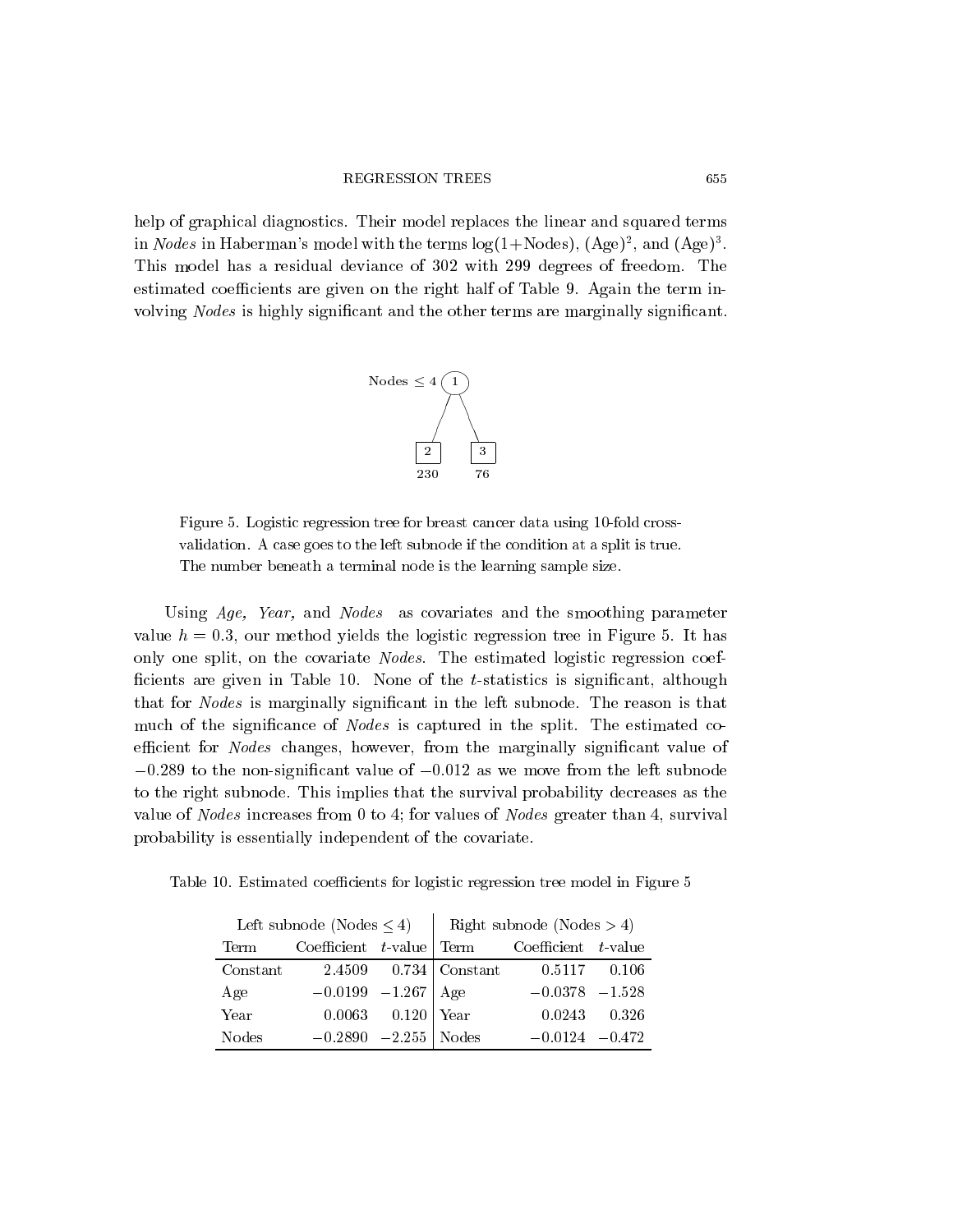help of graphical diagnostics. Their model replaces the linear and squared terms in *Nodes* in Haberman's model with the terms $\log(1+\text{Nodes})$, $(\text{Age})^2$, and $(\text{Age})^3$. This model has a residual deviance of 302 with 299 degrees of freedom. The estimated coefficients are given on the right half of Table 9. Again the term involving *Nodes* is highly significant and the other terms are marginally significant.

Nodes $\leq 4$ (1) → terminal nodes 2 (230) and 3 (76)

Figure 5. Logistic regression tree for breast cancer data using 10-fold cross-validation. A case goes to the left subnode if the condition at a split is true. The number beneath a terminal node is the learning sample size.

Using *Age, Year,* and *Nodes* as covariates and the smoothing parameter value $h = 0.3$, our method yields the logistic regression tree in Figure 5. It has only one split, on the covariate *Nodes*. The estimated logistic regression coefficients are given in Table 10. None of the $t$-statistics is significant, although that for *Nodes* is marginally significant in the left subnode. The reason is that much of the significance of *Nodes* is captured in the split. The estimated coefficient for *Nodes* changes, however, from the marginally significant value of $-0.289$ to the non-significant value of $-0.012$ as we move from the left subnode to the right subnode. This implies that the survival probability decreases as the value of *Nodes* increases from 0 to 4; for values of *Nodes* greater than 4, survival probability is essentially independent of the covariate.

Table 10. Estimated coefficients for logistic regression tree model in Figure 5

| Left subnode (Nodes $\leq 4$) | | | Right subnode (Nodes $> 4$) | | |
|---|---|---|---|---|---|
| Term | Coefficient | $t$-value | Term | Coefficient | $t$-value |
| Constant | 2.4509 | 0.734 | Constant | 0.5117 | 0.106 |
| Age | $-0.0199$ | $-1.267$ | Age | $-0.0378$ | $-1.528$ |
| Year | 0.0063 | 0.120 | Year | 0.0243 | 0.326 |
| Nodes | $-0.2890$ | $-2.255$ | Nodes | $-0.0124$ | $-0.472$ |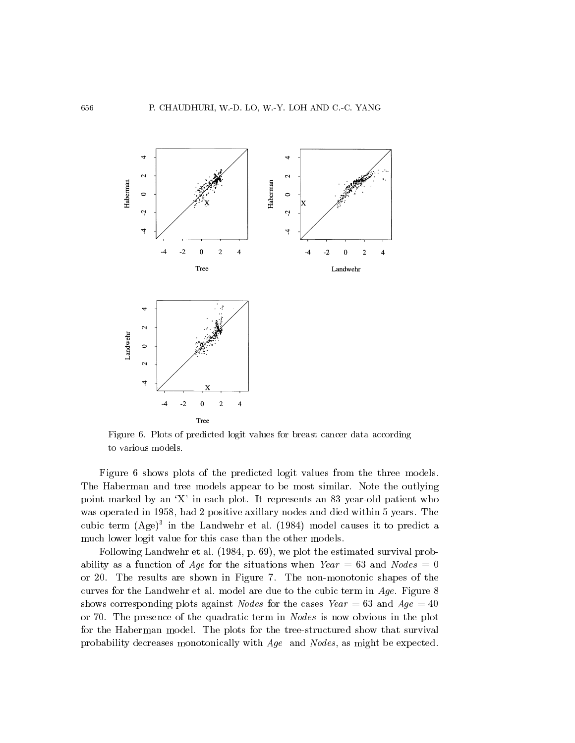Figure 6. Plots of predicted logit values for breast cancer data according to various models.

Figure 6 shows plots of the predicted logit values from the three models. The Haberman and tree models appear to be most similar. Note the outlying point marked by an 'X' in each plot. It represents an 83 year-old patient who was operated in 1958, had 2 positive axillary nodes and died within 5 years. The cubic term $(\text{Age})^3$ in the Landwehr et al. (1984) model causes it to predict a much lower logit value for this case than the other models.

Following Landwehr et al. (1984, p. 69), we plot the estimated survival probability as a function of *Age* for the situations when *Year* = 63 and *Nodes* = 0 or 20. The results are shown in Figure 7. The non-monotonic shapes of the curves for the Landwehr et al. model are due to the cubic term in *Age*. Figure 8 shows corresponding plots against *Nodes* for the cases *Year* = 63 and *Age* = 40 or 70. The presence of the quadratic term in *Nodes* is now obvious in the plot for the Haberman model. The plots for the tree-structured show that survival probability decreases monotonically with *Age* and *Nodes*, as might be expected.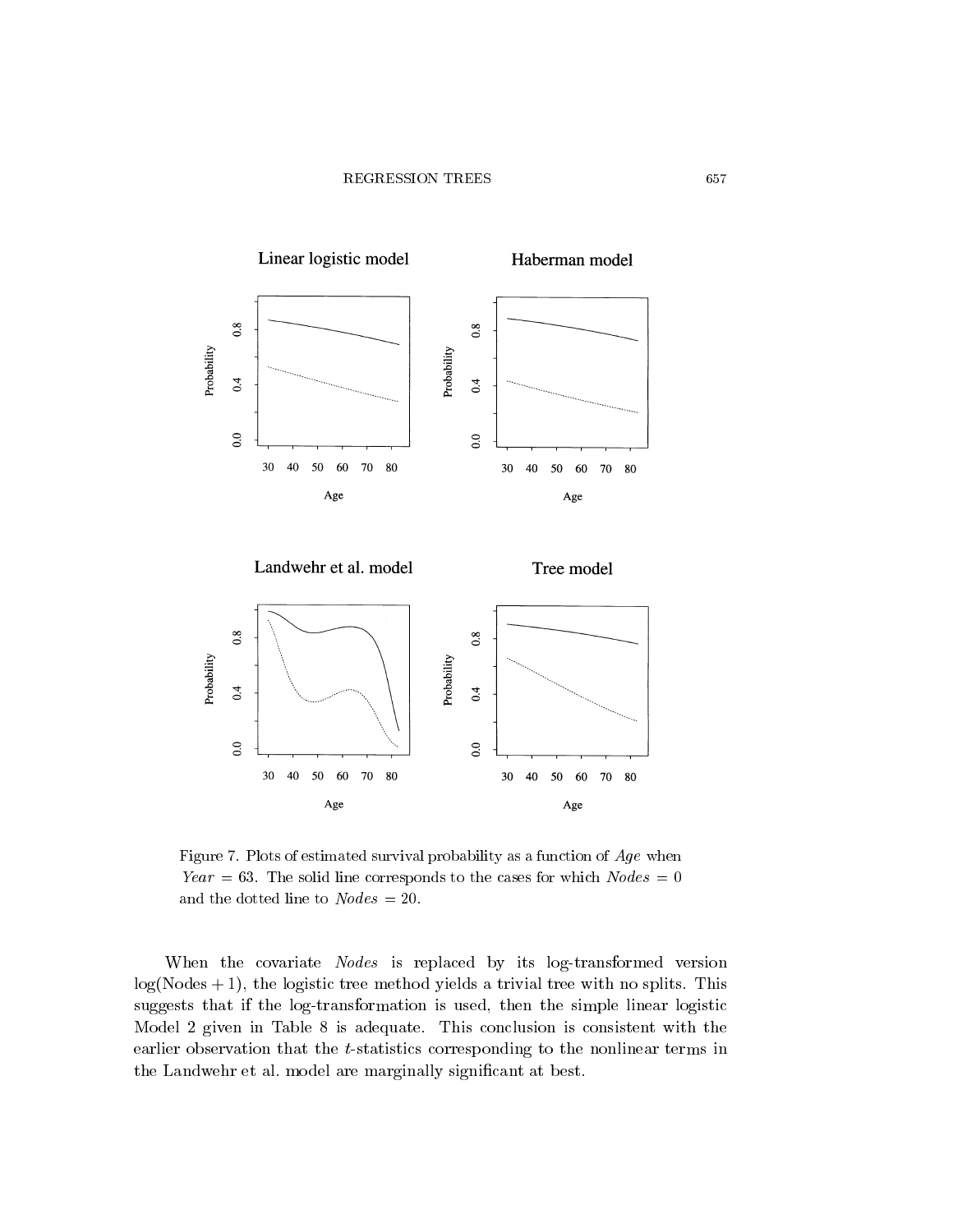Figure 7. Plots of estimated survival probability as a function of *Age* when *Year* = 63. The solid line corresponds to the cases for which *Nodes* = 0 and the dotted line to *Nodes* = 20.

When the covariate *Nodes* is replaced by its log-transformed version $\log(\text{Nodes} + 1)$, the logistic tree method yields a trivial tree with no splits. This suggests that if the log-transformation is used, then the simple linear logistic Model 2 given in Table 8 is adequate. This conclusion is consistent with the earlier observation that the $t$-statistics corresponding to the nonlinear terms in the Landwehr et al. model are marginally significant at best.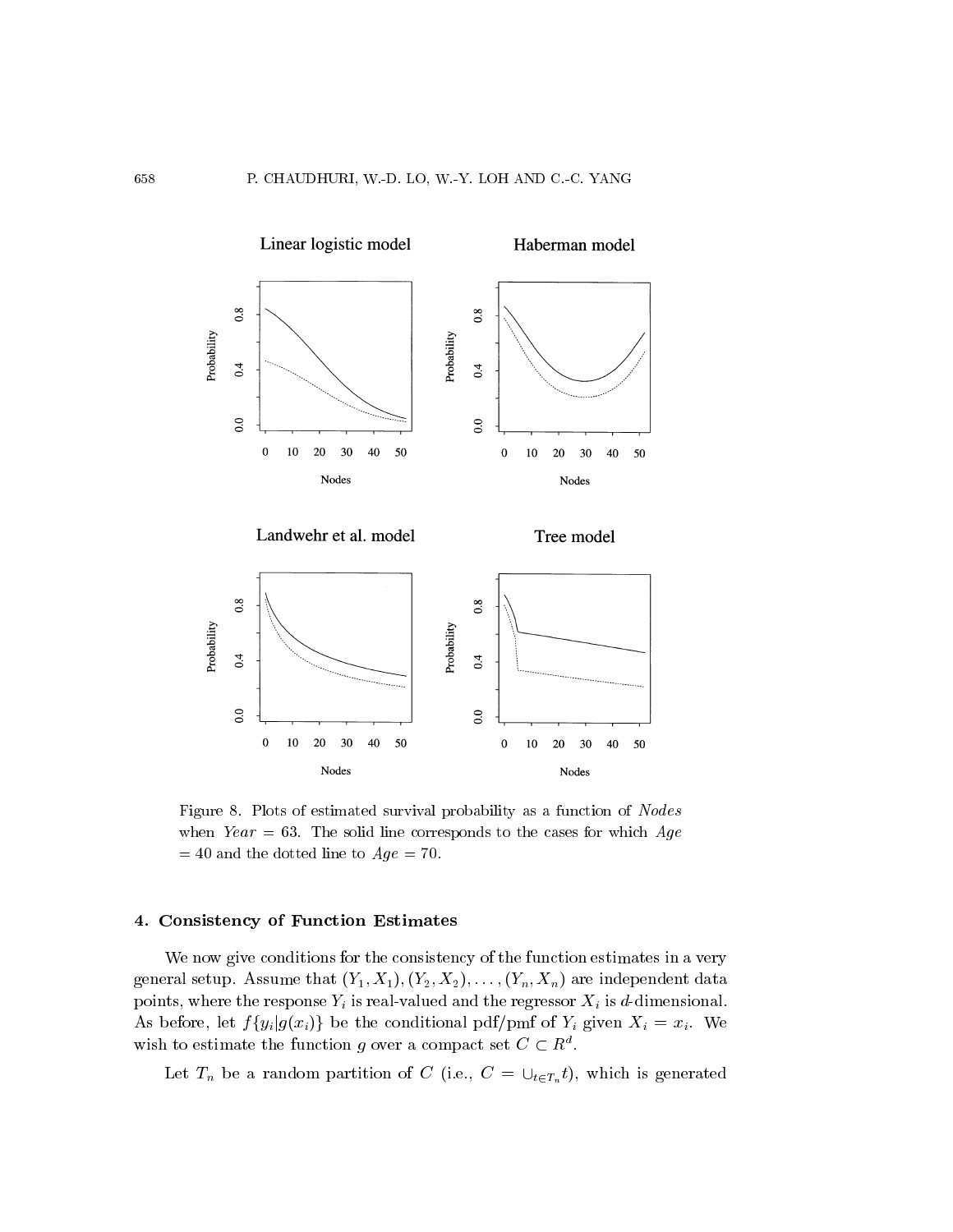Figure 8. Plots of estimated survival probability as a function of *Nodes* when *Year* = 63. The solid line corresponds to the cases for which *Age* = 40 and the dotted line to *Age* = 70.

## 4. Consistency of Function Estimates

We now give conditions for the consistency of the function estimates in a very general setup. Assume that $(Y_1, X_1), (Y_2, X_2), \ldots, (Y_n, X_n)$ are independent data points, where the response $Y_i$ is real-valued and the regressor $X_i$ is $d$-dimensional. As before, let $f\{y_i|g(x_i)\}$ be the conditional pdf/pmf of $Y_i$ given $X_i = x_i$. We wish to estimate the function $g$ over a compact set $C \subset R^d$.

Let $T_n$ be a random partition of $C$ (i.e., $C = \cup_{t \in T_n} t$), which is generated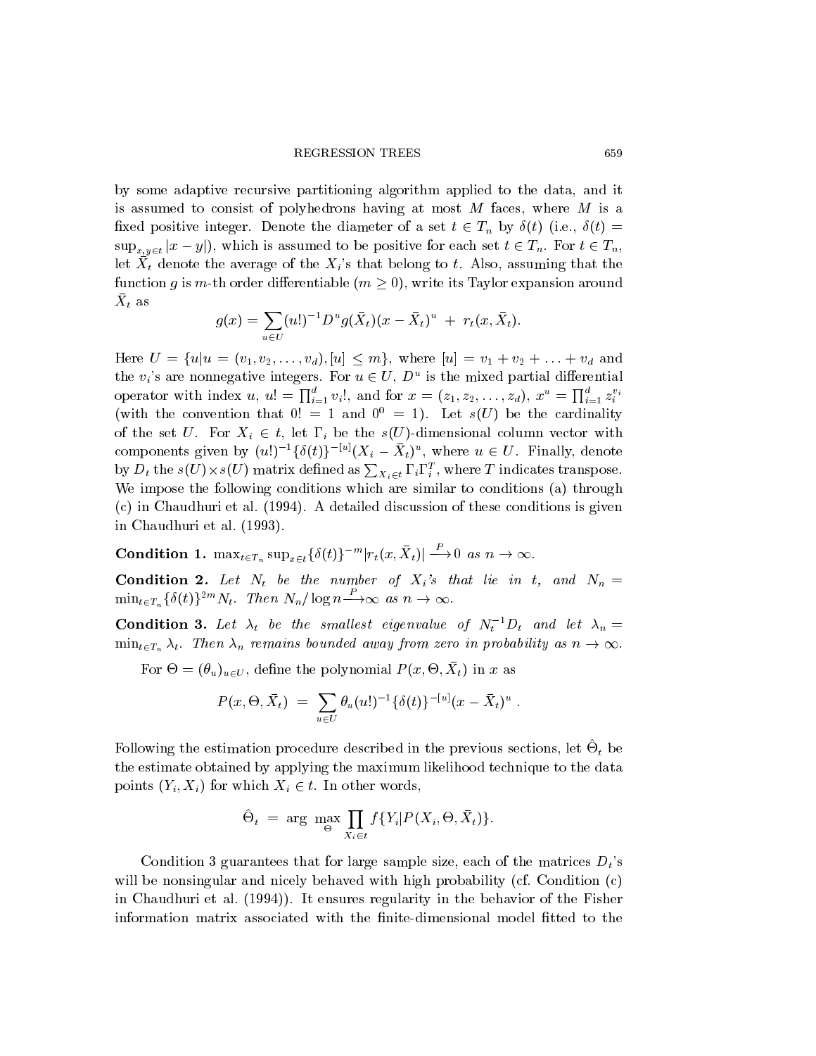by some adaptive recursive partitioning algorithm applied to the data, and it is assumed to consist of polyhedrons having at most $M$ faces, where $M$ is a fixed positive integer. Denote the diameter of a set $t \in T_n$ by $\delta(t)$ (i.e., $\delta(t) = \sup_{x,y \in t} |x - y|$), which is assumed to be positive for each set $t \in T_n$. For $t \in T_n$, let $\bar{X}_t$ denote the average of the $X_i$'s that belong to $t$. Also, assuming that the function $g$ is $m$-th order differentiable ($m \geq 0$), write its Taylor expansion around $\bar{X}_t$ as

$$g(x) = \sum_{u \in U} (u!)^{-1} D^u g(\bar{X}_t)(x - \bar{X}_t)^u \ + \ r_t(x, \bar{X}_t).$$

Here $U = \{u | u = (v_1, v_2, \ldots, v_d), [u] \leq m\}$, where $[u] = v_1 + v_2 + \ldots + v_d$ and the $v_i$'s are nonnegative integers. For $u \in U$, $D^u$ is the mixed partial differential operator with index $u$, $u! = \prod_{i=1}^{d} v_i!$, and for $x = (z_1, z_2, \ldots, z_d)$, $x^u = \prod_{i=1}^{d} z_i^{v_i}$ (with the convention that $0! = 1$ and $0^0 = 1$). Let $s(U)$ be the cardinality of the set $U$. For $X_i \in t$, let $\Gamma_i$ be the $s(U)$-dimensional column vector with components given by $(u!)^{-1}\{\delta(t)\}^{-[u]}(X_i - \bar{X}_t)^u$, where $u \in U$. Finally, denote by $D_t$ the $s(U) \times s(U)$ matrix defined as $\sum_{X_i \in t} \Gamma_i \Gamma_i^T$, where $T$ indicates transpose. We impose the following conditions which are similar to conditions (a) through (c) in Chaudhuri et al. (1994). A detailed discussion of these conditions is given in Chaudhuri et al. (1993).

**Condition 1.** $\max_{t \in T_n} \sup_{x \in t} \{\delta(t)\}^{-m} |r_t(x, \bar{X}_t)| \xrightarrow{P} 0$ *as* $n \to \infty$.

**Condition 2.** *Let* $N_t$ *be the number of* $X_i$*'s that lie in* $t$, *and* $N_n = \min_{t \in T_n} \{\delta(t)\}^{2m} N_t$. *Then* $N_n / \log n \xrightarrow{P} \infty$ *as* $n \to \infty$.

**Condition 3.** *Let* $\lambda_t$ *be the smallest eigenvalue of* $N_t^{-1} D_t$ *and let* $\lambda_n = \min_{t \in T_n} \lambda_t$. *Then* $\lambda_n$ *remains bounded away from zero in probability as* $n \to \infty$.

For $\Theta = (\theta_u)_{u \in U}$, define the polynomial $P(x, \Theta, \bar{X}_t)$ in $x$ as

$$P(x, \Theta, \bar{X}_t) \ = \ \sum_{u \in U} \theta_u (u!)^{-1} \{\delta(t)\}^{-[u]} (x - \bar{X}_t)^u \ .$$

Following the estimation procedure described in the previous sections, let $\hat{\Theta}_t$ be the estimate obtained by applying the maximum likelihood technique to the data points $(Y_i, X_i)$ for which $X_i \in t$. In other words,

$$\hat{\Theta}_t \ = \ \arg \ \max_{\Theta} \prod_{X_i \in t} f\{Y_i | P(X_i, \Theta, \bar{X}_t)\}.$$

Condition 3 guarantees that for large sample size, each of the matrices $D_t$'s will be nonsingular and nicely behaved with high probability (cf. Condition (c) in Chaudhuri et al. (1994)). It ensures regularity in the behavior of the Fisher information matrix associated with the finite-dimensional model fitted to the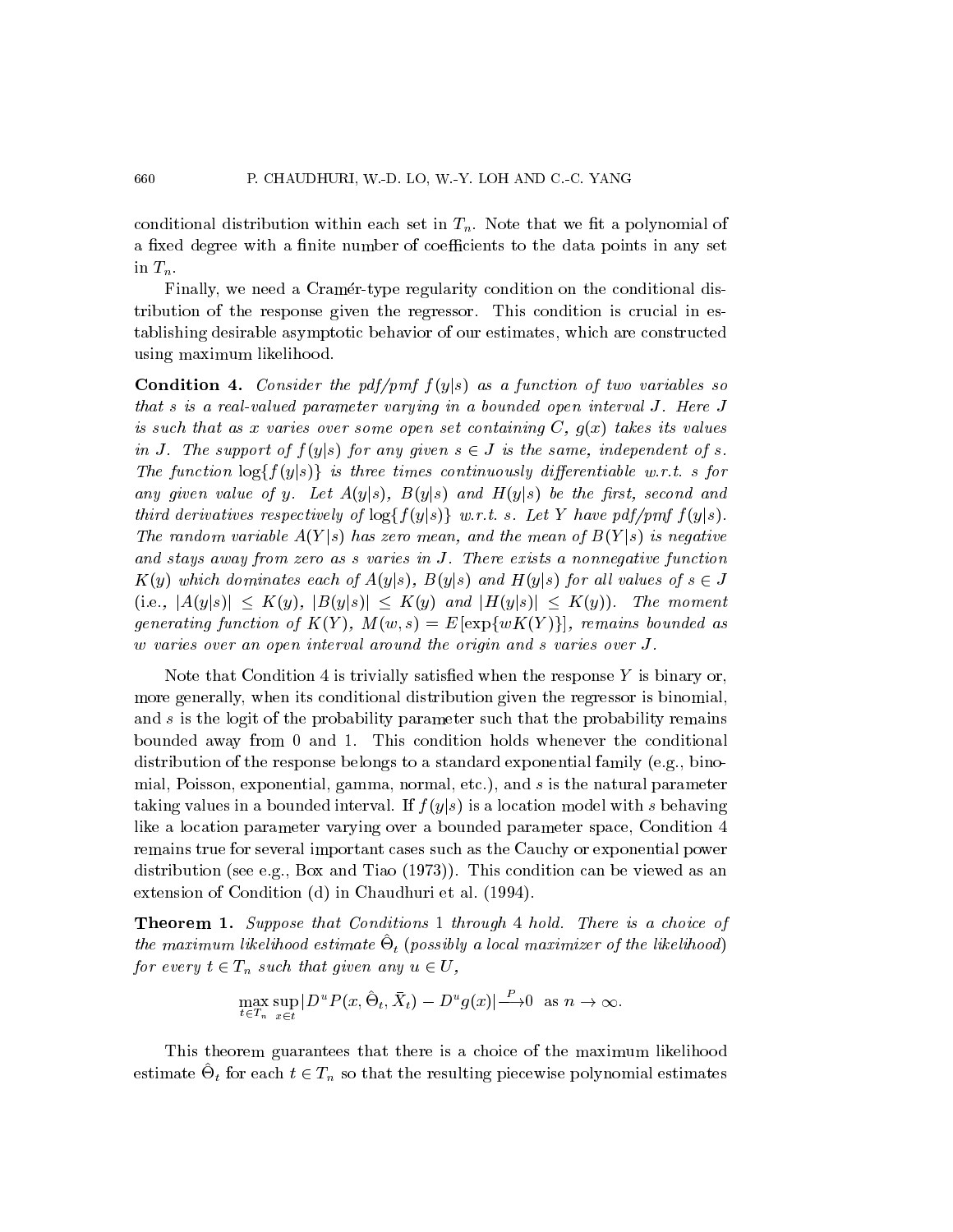conditional distribution within each set in $T_n$. Note that we fit a polynomial of a fixed degree with a finite number of coefficients to the data points in any set in $T_n$.

Finally, we need a Cramér-type regularity condition on the conditional distribution of the response given the regressor. This condition is crucial in establishing desirable asymptotic behavior of our estimates, which are constructed using maximum likelihood.

**Condition 4.** *Consider the pdf/pmf $f(y|s)$ as a function of two variables so that $s$ is a real-valued parameter varying in a bounded open interval $J$. Here $J$ is such that as $x$ varies over some open set containing $C$, $g(x)$ takes its values in $J$. The support of $f(y|s)$ for any given $s \in J$ is the same, independent of $s$. The function $\log\{f(y|s)\}$ is three times continuously differentiable w.r.t. $s$ for any given value of $y$. Let $A(y|s)$, $B(y|s)$ and $H(y|s)$ be the first, second and third derivatives respectively of $\log\{f(y|s)\}$ w.r.t. $s$. Let $Y$ have pdf/pmf $f(y|s)$. The random variable $A(Y|s)$ has zero mean, and the mean of $B(Y|s)$ is negative and stays away from zero as $s$ varies in $J$. There exists a nonnegative function $K(y)$ which dominates each of $A(y|s)$, $B(y|s)$ and $H(y|s)$ for all values of $s \in J$* (i.e., $|A(y|s)| \leq K(y)$, $|B(y|s)| \leq K(y)$ *and* $|H(y|s)| \leq K(y)$). *The moment generating function of $K(Y)$, $M(w,s) = E[\exp\{wK(Y)\}]$, remains bounded as $w$ varies over an open interval around the origin and $s$ varies over $J$.*

Note that Condition 4 is trivially satisfied when the response $Y$ is binary or, more generally, when its conditional distribution given the regressor is binomial, and $s$ is the logit of the probability parameter such that the probability remains bounded away from 0 and 1. This condition holds whenever the conditional distribution of the response belongs to a standard exponential family (e.g., binomial, Poisson, exponential, gamma, normal, etc.), and $s$ is the natural parameter taking values in a bounded interval. If $f(y|s)$ is a location model with $s$ behaving like a location parameter varying over a bounded parameter space, Condition 4 remains true for several important cases such as the Cauchy or exponential power distribution (see e.g., Box and Tiao (1973)). This condition can be viewed as an extension of Condition (d) in Chaudhuri et al. (1994).

**Theorem 1.** *Suppose that Conditions 1 through 4 hold. There is a choice of the maximum likelihood estimate $\hat{\Theta}_t$ (possibly a local maximizer of the likelihood) for every $t \in T_n$ such that given any $u \in U$,*

$$\max_{t \in T_n} \sup_{x \in t} |D^u P(x, \hat{\Theta}_t, \bar{X}_t) - D^u g(x)| \xrightarrow{P} 0 \quad \text{as } n \to \infty.$$

This theorem guarantees that there is a choice of the maximum likelihood estimate $\hat{\Theta}_t$ for each $t \in T_n$ so that the resulting piecewise polynomial estimates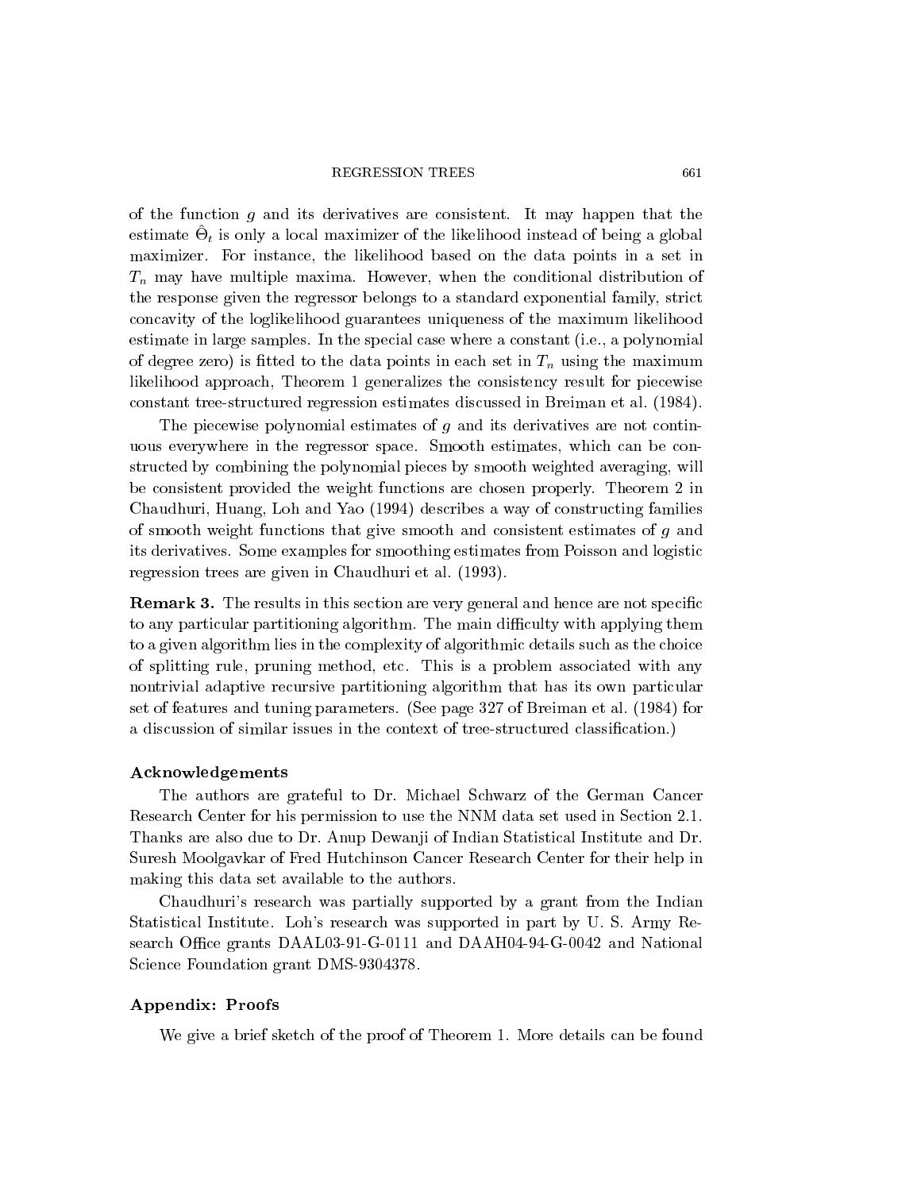of the function $g$ and its derivatives are consistent. It may happen that the estimate $\hat{\Theta}_t$ is only a local maximizer of the likelihood instead of being a global maximizer. For instance, the likelihood based on the data points in a set in $T_n$ may have multiple maxima. However, when the conditional distribution of the response given the regressor belongs to a standard exponential family, strict concavity of the loglikelihood guarantees uniqueness of the maximum likelihood estimate in large samples. In the special case where a constant (i.e., a polynomial of degree zero) is fitted to the data points in each set in $T_n$ using the maximum likelihood approach, Theorem 1 generalizes the consistency result for piecewise constant tree-structured regression estimates discussed in Breiman et al. (1984).

The piecewise polynomial estimates of $g$ and its derivatives are not continuous everywhere in the regressor space. Smooth estimates, which can be constructed by combining the polynomial pieces by smooth weighted averaging, will be consistent provided the weight functions are chosen properly. Theorem 2 in Chaudhuri, Huang, Loh and Yao (1994) describes a way of constructing families of smooth weight functions that give smooth and consistent estimates of $g$ and its derivatives. Some examples for smoothing estimates from Poisson and logistic regression trees are given in Chaudhuri et al. (1993).

**Remark 3.** The results in this section are very general and hence are not specific to any particular partitioning algorithm. The main difficulty with applying them to a given algorithm lies in the complexity of algorithmic details such as the choice of splitting rule, pruning method, etc. This is a problem associated with any nontrivial adaptive recursive partitioning algorithm that has its own particular set of features and tuning parameters. (See page 327 of Breiman et al. (1984) for a discussion of similar issues in the context of tree-structured classification.)

### Acknowledgements

The authors are grateful to Dr. Michael Schwarz of the German Cancer Research Center for his permission to use the NNM data set used in Section 2.1. Thanks are also due to Dr. Anup Dewanji of Indian Statistical Institute and Dr. Suresh Moolgavkar of Fred Hutchinson Cancer Research Center for their help in making this data set available to the authors.

Chaudhuri's research was partially supported by a grant from the Indian Statistical Institute. Loh's research was supported in part by U. S. Army Research Office grants DAAL03-91-G-0111 and DAAH04-94-G-0042 and National Science Foundation grant DMS-9304378.

### Appendix: Proofs

We give a brief sketch of the proof of Theorem 1. More details can be found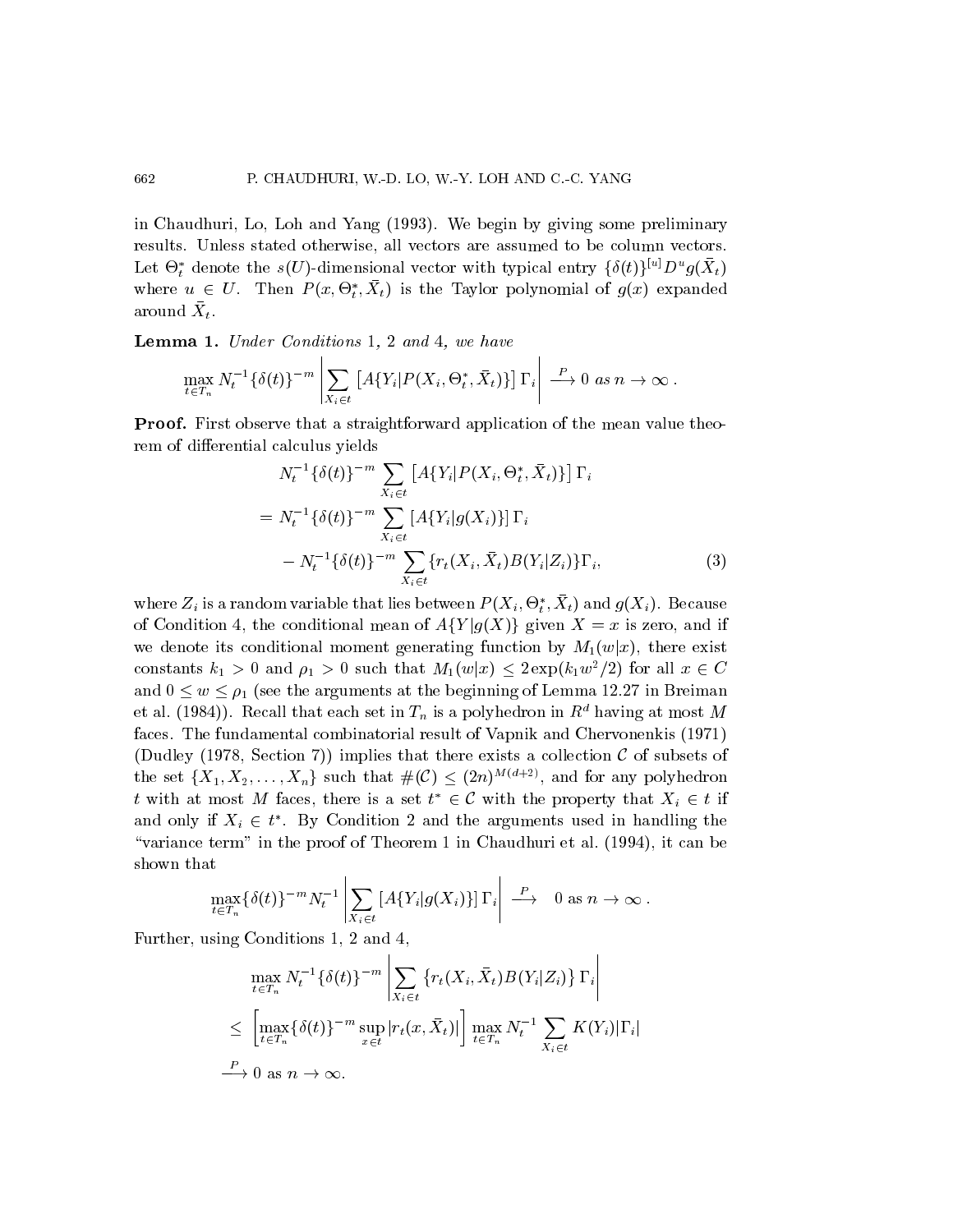in Chaudhuri, Lo, Loh and Yang (1993). We begin by giving some preliminary results. Unless stated otherwise, all vectors are assumed to be column vectors. Let $\Theta_t^*$ denote the $s(U)$-dimensional vector with typical entry $\{\delta(t)\}^{[u]} D^u g(\bar{X}_t)$ where $u \in U$. Then $P(x, \Theta_t^*, \bar{X}_t)$ is the Taylor polynomial of $g(x)$ expanded around $\bar{X}_t$.

**Lemma 1.** *Under Conditions* 1*,* 2 *and* 4*, we have*

$$\max_{t \in T_n} N_t^{-1} \{\delta(t)\}^{-m} \left| \sum_{X_i \in t} \left[ A\{Y_i | P(X_i, \Theta_t^*, \bar{X}_t)\} \right] \Gamma_i \right| \xrightarrow{P} 0 \text{ as } n \to \infty .$$

**Proof.** First observe that a straightforward application of the mean value theorem of differential calculus yields

$$\begin{aligned}
& N_t^{-1} \{\delta(t)\}^{-m} \sum_{X_i \in t} \left[ A\{Y_i | P(X_i, \Theta_t^*, \bar{X}_t)\} \right] \Gamma_i \\
= & \; N_t^{-1} \{\delta(t)\}^{-m} \sum_{X_i \in t} \left[ A\{Y_i | g(X_i)\} \right] \Gamma_i \\
& - N_t^{-1} \{\delta(t)\}^{-m} \sum_{X_i \in t} \{ r_t(X_i, \bar{X}_t) B(Y_i | Z_i) \} \Gamma_i,
\end{aligned} \tag{3}$$

where $Z_i$ is a random variable that lies between $P(X_i, \Theta_t^*, \bar{X}_t)$ and $g(X_i)$. Because of Condition 4, the conditional mean of $A\{Y | g(X)\}$ given $X = x$ is zero, and if we denote its conditional moment generating function by $M_1(w|x)$, there exist constants $k_1 > 0$ and $\rho_1 > 0$ such that $M_1(w|x) \leq 2 \exp(k_1 w^2 / 2)$ for all $x \in C$ and $0 \leq w \leq \rho_1$ (see the arguments at the beginning of Lemma 12.27 in Breiman et al. (1984)). Recall that each set in $T_n$ is a polyhedron in $R^d$ having at most $M$ faces. The fundamental combinatorial result of Vapnik and Chervonenkis (1971) (Dudley (1978, Section 7)) implies that there exists a collection $\mathcal{C}$ of subsets of the set $\{X_1, X_2, \ldots, X_n\}$ such that $\#(\mathcal{C}) \leq (2n)^{M(d+2)}$, and for any polyhedron $t$ with at most $M$ faces, there is a set $t^* \in \mathcal{C}$ with the property that $X_i \in t$ if and only if $X_i \in t^*$. By Condition 2 and the arguments used in handling the "variance term" in the proof of Theorem 1 in Chaudhuri et al. (1994), it can be shown that

$$\max_{t \in T_n} \{\delta(t)\}^{-m} N_t^{-1} \left| \sum_{X_i \in t} \left[ A\{Y_i | g(X_i)\} \right] \Gamma_i \right| \xrightarrow{P} 0 \text{ as } n \to \infty .$$

Further, using Conditions 1, 2 and 4,

$$\begin{aligned}
& \max_{t \in T_n} N_t^{-1} \{\delta(t)\}^{-m} \left| \sum_{X_i \in t} \{ r_t(X_i, \bar{X}_t) B(Y_i | Z_i) \} \Gamma_i \right| \\
\leq & \left[ \max_{t \in T_n} \{\delta(t)\}^{-m} \sup_{x \in t} |r_t(x, \bar{X}_t)| \right] \max_{t \in T_n} N_t^{-1} \sum_{X_i \in t} K(Y_i) |\Gamma_i| \\
\xrightarrow{P} & \; 0 \text{ as } n \to \infty.
\end{aligned}$$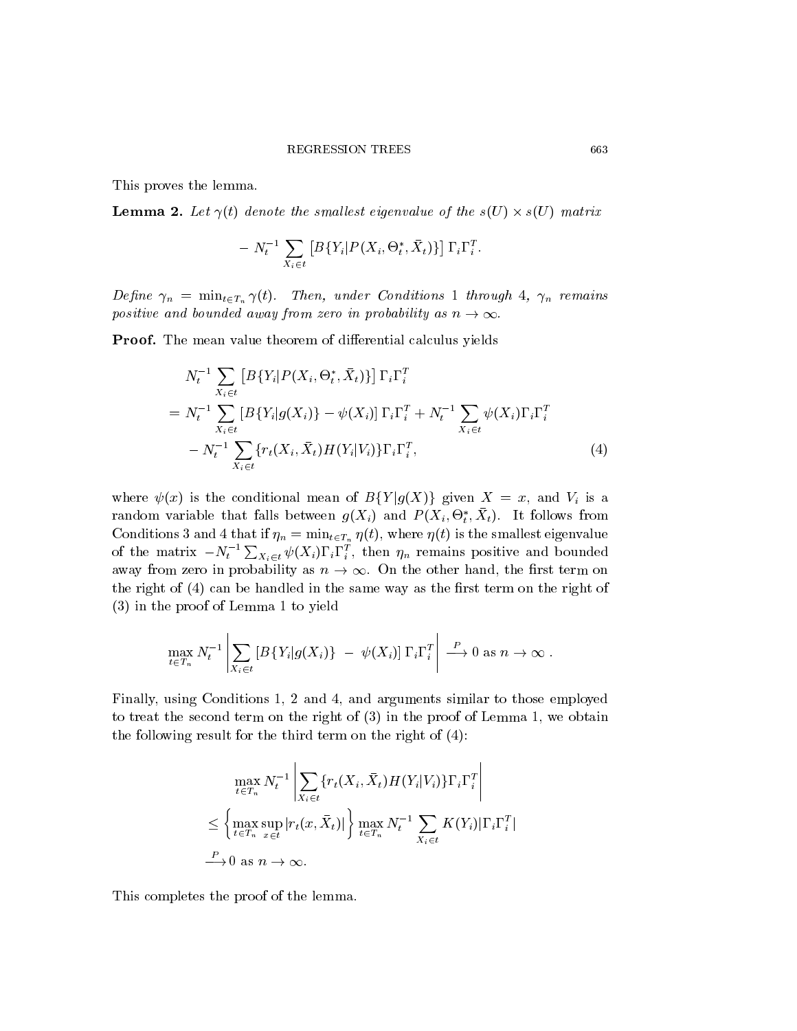This proves the lemma.

**Lemma 2.** *Let $\gamma(t)$ denote the smallest eigenvalue of the $s(U) \times s(U)$ matrix*

$$- N_t^{-1} \sum_{X_i \in t} \left[ B\{Y_i | P(X_i, \Theta_t^*, \bar{X}_t)\}\right] \Gamma_i \Gamma_i^T .$$

*Define $\gamma_n = \min_{t \in T_n} \gamma(t)$. Then, under Conditions 1 through 4, $\gamma_n$ remains positive and bounded away from zero in probability as $n \to \infty$.*

**Proof.** The mean value theorem of differential calculus yields

$$\begin{aligned}
& N_t^{-1} \sum_{X_i \in t} \left[ B\{Y_i | P(X_i, \Theta_t^*, \bar{X}_t)\}\right] \Gamma_i \Gamma_i^T \\
&= N_t^{-1} \sum_{X_i \in t} \left[ B\{Y_i | g(X_i)\} - \psi(X_i)\right] \Gamma_i \Gamma_i^T + N_t^{-1} \sum_{X_i \in t} \psi(X_i) \Gamma_i \Gamma_i^T \\
&\quad - N_t^{-1} \sum_{X_i \in t} \{ r_t(X_i, \bar{X}_t) H(Y_i | V_i)\} \Gamma_i \Gamma_i^T, \qquad (4)
\end{aligned}$$

where $\psi(x)$ is the conditional mean of $B\{Y | g(X)\}$ given $X = x$, and $V_i$ is a random variable that falls between $g(X_i)$ and $P(X_i, \Theta_t^*, \bar{X}_t)$. It follows from Conditions 3 and 4 that if $\eta_n = \min_{t \in T_n} \eta(t)$, where $\eta(t)$ is the smallest eigenvalue of the matrix $-N_t^{-1} \sum_{X_i \in t} \psi(X_i) \Gamma_i \Gamma_i^T$, then $\eta_n$ remains positive and bounded away from zero in probability as $n \to \infty$. On the other hand, the first term on the right of (4) can be handled in the same way as the first term on the right of (3) in the proof of Lemma 1 to yield

$$\max_{t \in T_n} N_t^{-1} \left| \sum_{X_i \in t} \left[ B\{Y_i | g(X_i)\} \; - \; \psi(X_i)\right] \Gamma_i \Gamma_i^T \right| \xrightarrow{P} 0 \text{ as } n \to \infty \, .$$

Finally, using Conditions 1, 2 and 4, and arguments similar to those employed to treat the second term on the right of (3) in the proof of Lemma 1, we obtain the following result for the third term on the right of (4):

$$\begin{aligned}
& \max_{t \in T_n} N_t^{-1} \left| \sum_{X_i \in t} \{ r_t(X_i, \bar{X}_t) H(Y_i | V_i)\} \Gamma_i \Gamma_i^T \right| \\
& \leq \left\{ \max_{t \in T_n} \sup_{x \in t} |r_t(x, \bar{X}_t)| \right\} \max_{t \in T_n} N_t^{-1} \sum_{X_i \in t} K(Y_i) |\Gamma_i \Gamma_i^T| \\
& \xrightarrow{P} 0 \text{ as } n \to \infty.
\end{aligned}$$

This completes the proof of the lemma.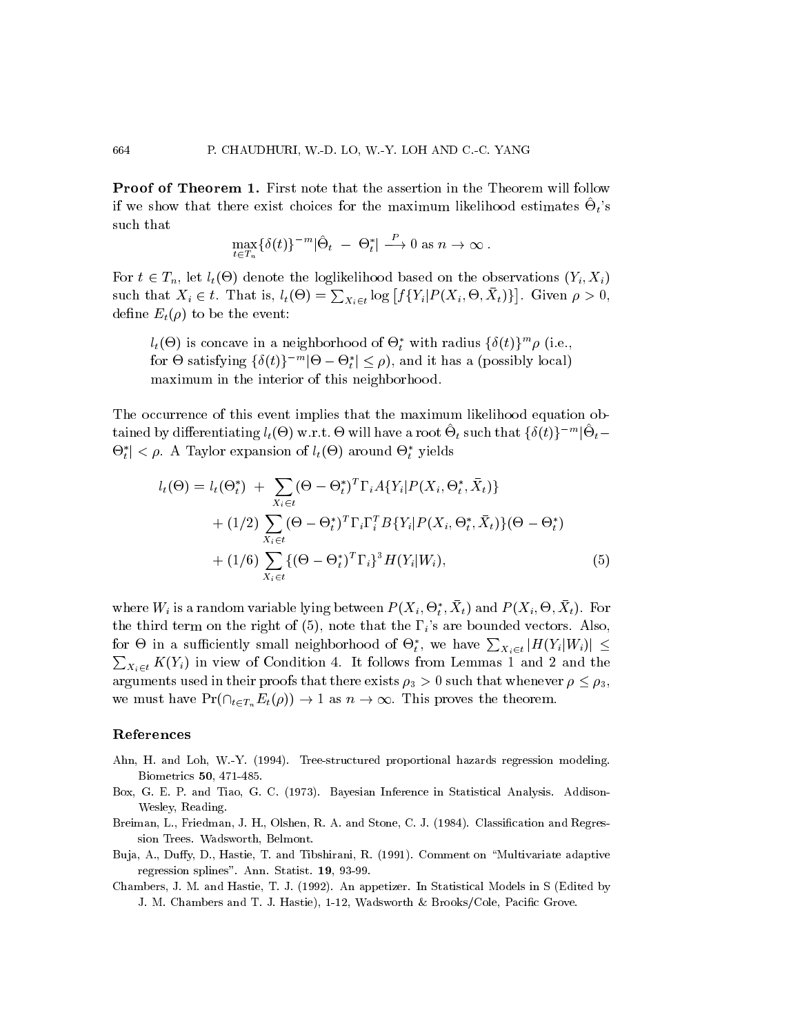**Proof of Theorem 1.** First note that the assertion in the Theorem will follow if we show that there exist choices for the maximum likelihood estimates $\hat{\Theta}_t$'s such that

$$\max_{t \in T_n} \{\delta(t)\}^{-m} |\hat{\Theta}_t - \Theta_t^*| \xrightarrow{P} 0 \text{ as } n \to \infty .$$

For $t \in T_n$, let $l_t(\Theta)$ denote the loglikelihood based on the observations $(Y_i, X_i)$ such that $X_i \in t$. That is, $l_t(\Theta) = \sum_{X_i \in t} \log \left[ f\{Y_i | P(X_i, \Theta, \bar{X}_t)\} \right]$. Given $\rho > 0$, define $E_t(\rho)$ to be the event:

> $l_t(\Theta)$ is concave in a neighborhood of $\Theta_t^*$ with radius $\{\delta(t)\}^m \rho$ (i.e., for $\Theta$ satisfying $\{\delta(t)\}^{-m}|\Theta - \Theta_t^*| \leq \rho$), and it has a (possibly local) maximum in the interior of this neighborhood.

The occurrence of this event implies that the maximum likelihood equation obtained by differentiating $l_t(\Theta)$ w.r.t. $\Theta$ will have a root $\hat{\Theta}_t$ such that $\{\delta(t)\}^{-m}|\hat{\Theta}_t - \Theta_t^*| < \rho$. A Taylor expansion of $l_t(\Theta)$ around $\Theta_t^*$ yields

$$\begin{aligned} l_t(\Theta) = l_t(\Theta_t^*) &+ \sum_{X_i \in t} (\Theta - \Theta_t^*)^T \Gamma_i A\{Y_i | P(X_i, \Theta_t^*, \bar{X}_t)\} \\ &+ (1/2) \sum_{X_i \in t} (\Theta - \Theta_t^*)^T \Gamma_i \Gamma_i^T B\{Y_i | P(X_i, \Theta_t^*, \bar{X}_t)\} (\Theta - \Theta_t^*) \\ &+ (1/6) \sum_{X_i \in t} \{(\Theta - \Theta_t^*)^T \Gamma_i\}^3 H(Y_i | W_i), \end{aligned} \tag{5}$$

where $W_i$ is a random variable lying between $P(X_i, \Theta_t^*, \bar{X}_t)$ and $P(X_i, \Theta, \bar{X}_t)$. For the third term on the right of (5), note that the $\Gamma_i$'s are bounded vectors. Also, for $\Theta$ in a sufficiently small neighborhood of $\Theta_t^*$, we have $\sum_{X_i \in t} |H(Y_i|W_i)| \leq \sum_{X_i \in t} K(Y_i)$ in view of Condition 4. It follows from Lemmas 1 and 2 and the arguments used in their proofs that there exists $\rho_3 > 0$ such that whenever $\rho \leq \rho_3$, we must have $\Pr(\cap_{t \in T_n} E_t(\rho)) \to 1$ as $n \to \infty$. This proves the theorem.

## References

Ahn, H. and Loh, W.-Y. (1994). Tree-structured proportional hazards regression modeling. Biometrics **50**, 471-485.

Box, G. E. P. and Tiao, G. C. (1973). Bayesian Inference in Statistical Analysis. Addison-Wesley, Reading.

Breiman, L., Friedman, J. H., Olshen, R. A. and Stone, C. J. (1984). Classification and Regression Trees. Wadsworth, Belmont.

Buja, A., Duffy, D., Hastie, T. and Tibshirani, R. (1991). Comment on "Multivariate adaptive regression splines". Ann. Statist. **19**, 93-99.

Chambers, J. M. and Hastie, T. J. (1992). An appetizer. In Statistical Models in S (Edited by J. M. Chambers and T. J. Hastie), 1-12, Wadsworth & Brooks/Cole, Pacific Grove.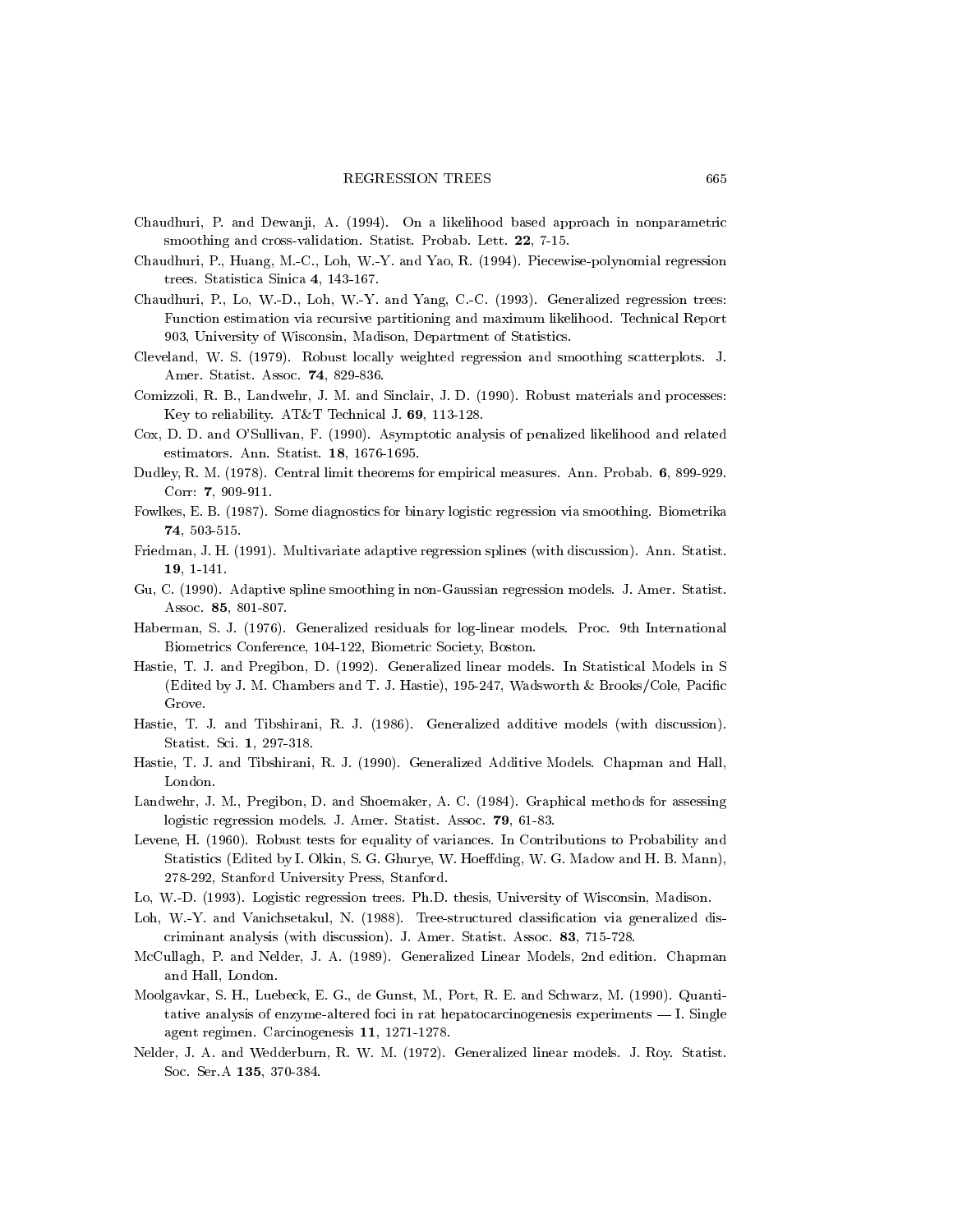Chaudhuri, P. and Dewanji, A. (1994). On a likelihood based approach in nonparametric smoothing and cross-validation. Statist. Probab. Lett. **22**, 7-15.

Chaudhuri, P., Huang, M.-C., Loh, W.-Y. and Yao, R. (1994). Piecewise-polynomial regression trees. Statistica Sinica **4**, 143-167.

Chaudhuri, P., Lo, W.-D., Loh, W.-Y. and Yang, C.-C. (1993). Generalized regression trees: Function estimation via recursive partitioning and maximum likelihood. Technical Report 903, University of Wisconsin, Madison, Department of Statistics.

Cleveland, W. S. (1979). Robust locally weighted regression and smoothing scatterplots. J. Amer. Statist. Assoc. **74**, 829-836.

Comizzoli, R. B., Landwehr, J. M. and Sinclair, J. D. (1990). Robust materials and processes: Key to reliability. AT&T Technical J. **69**, 113-128.

Cox, D. D. and O'Sullivan, F. (1990). Asymptotic analysis of penalized likelihood and related estimators. Ann. Statist. **18**, 1676-1695.

Dudley, R. M. (1978). Central limit theorems for empirical measures. Ann. Probab. **6**, 899-929. Corr: **7**, 909-911.

Fowlkes, E. B. (1987). Some diagnostics for binary logistic regression via smoothing. Biometrika **74**, 503-515.

Friedman, J. H. (1991). Multivariate adaptive regression splines (with discussion). Ann. Statist. **19**, 1-141.

Gu, C. (1990). Adaptive spline smoothing in non-Gaussian regression models. J. Amer. Statist. Assoc. **85**, 801-807.

Haberman, S. J. (1976). Generalized residuals for log-linear models. Proc. 9th International Biometrics Conference, 104-122, Biometric Society, Boston.

Hastie, T. J. and Pregibon, D. (1992). Generalized linear models. In Statistical Models in S (Edited by J. M. Chambers and T. J. Hastie), 195-247, Wadsworth & Brooks/Cole, Pacific Grove.

Hastie, T. J. and Tibshirani, R. J. (1986). Generalized additive models (with discussion). Statist. Sci. **1**, 297-318.

Hastie, T. J. and Tibshirani, R. J. (1990). Generalized Additive Models. Chapman and Hall, London.

Landwehr, J. M., Pregibon, D. and Shoemaker, A. C. (1984). Graphical methods for assessing logistic regression models. J. Amer. Statist. Assoc. **79**, 61-83.

Levene, H. (1960). Robust tests for equality of variances. In Contributions to Probability and Statistics (Edited by I. Olkin, S. G. Ghurye, W. Hoeffding, W. G. Madow and H. B. Mann), 278-292, Stanford University Press, Stanford.

Lo, W.-D. (1993). Logistic regression trees. Ph.D. thesis, University of Wisconsin, Madison.

Loh, W.-Y. and Vanichsetakul, N. (1988). Tree-structured classification via generalized discriminant analysis (with discussion). J. Amer. Statist. Assoc. **83**, 715-728.

McCullagh, P. and Nelder, J. A. (1989). Generalized Linear Models, 2nd edition. Chapman and Hall, London.

Moolgavkar, S. H., Luebeck, E. G., de Gunst, M., Port, R. E. and Schwarz, M. (1990). Quantitative analysis of enzyme-altered foci in rat hepatocarcinogenesis experiments — I. Single agent regimen. Carcinogenesis **11**, 1271-1278.

Nelder, J. A. and Wedderburn, R. W. M. (1972). Generalized linear models. J. Roy. Statist. Soc. Ser.A **135**, 370-384.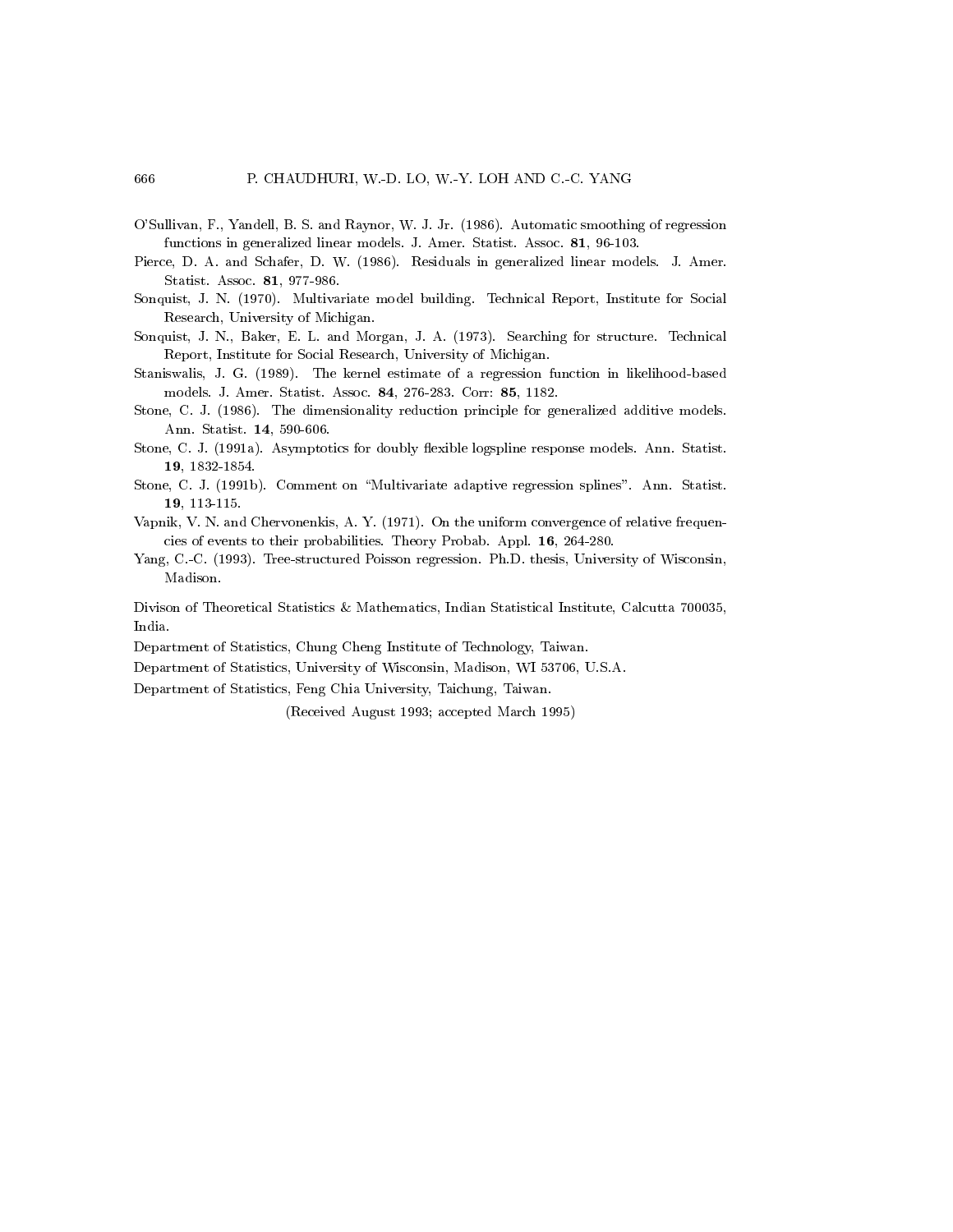O'Sullivan, F., Yandell, B. S. and Raynor, W. J. Jr. (1986). Automatic smoothing of regression functions in generalized linear models. J. Amer. Statist. Assoc. **81**, 96-103.

Pierce, D. A. and Schafer, D. W. (1986). Residuals in generalized linear models. J. Amer. Statist. Assoc. **81**, 977-986.

Sonquist, J. N. (1970). Multivariate model building. Technical Report, Institute for Social Research, University of Michigan.

Sonquist, J. N., Baker, E. L. and Morgan, J. A. (1973). Searching for structure. Technical Report, Institute for Social Research, University of Michigan.

Staniswalis, J. G. (1989). The kernel estimate of a regression function in likelihood-based models. J. Amer. Statist. Assoc. **84**, 276-283. Corr: **85**, 1182.

Stone, C. J. (1986). The dimensionality reduction principle for generalized additive models. Ann. Statist. **14**, 590-606.

Stone, C. J. (1991a). Asymptotics for doubly flexible logspline response models. Ann. Statist. **19**, 1832-1854.

Stone, C. J. (1991b). Comment on "Multivariate adaptive regression splines". Ann. Statist. **19**, 113-115.

Vapnik, V. N. and Chervonenkis, A. Y. (1971). On the uniform convergence of relative frequencies of events to their probabilities. Theory Probab. Appl. **16**, 264-280.

Yang, C.-C. (1993). Tree-structured Poisson regression. Ph.D. thesis, University of Wisconsin, Madison.

Divison of Theoretical Statistics & Mathematics, Indian Statistical Institute, Calcutta 700035, India.

Department of Statistics, Chung Cheng Institute of Technology, Taiwan.

Department of Statistics, University of Wisconsin, Madison, WI 53706, U.S.A.

Department of Statistics, Feng Chia University, Taichung, Taiwan.

(Received August 1993; accepted March 1995)